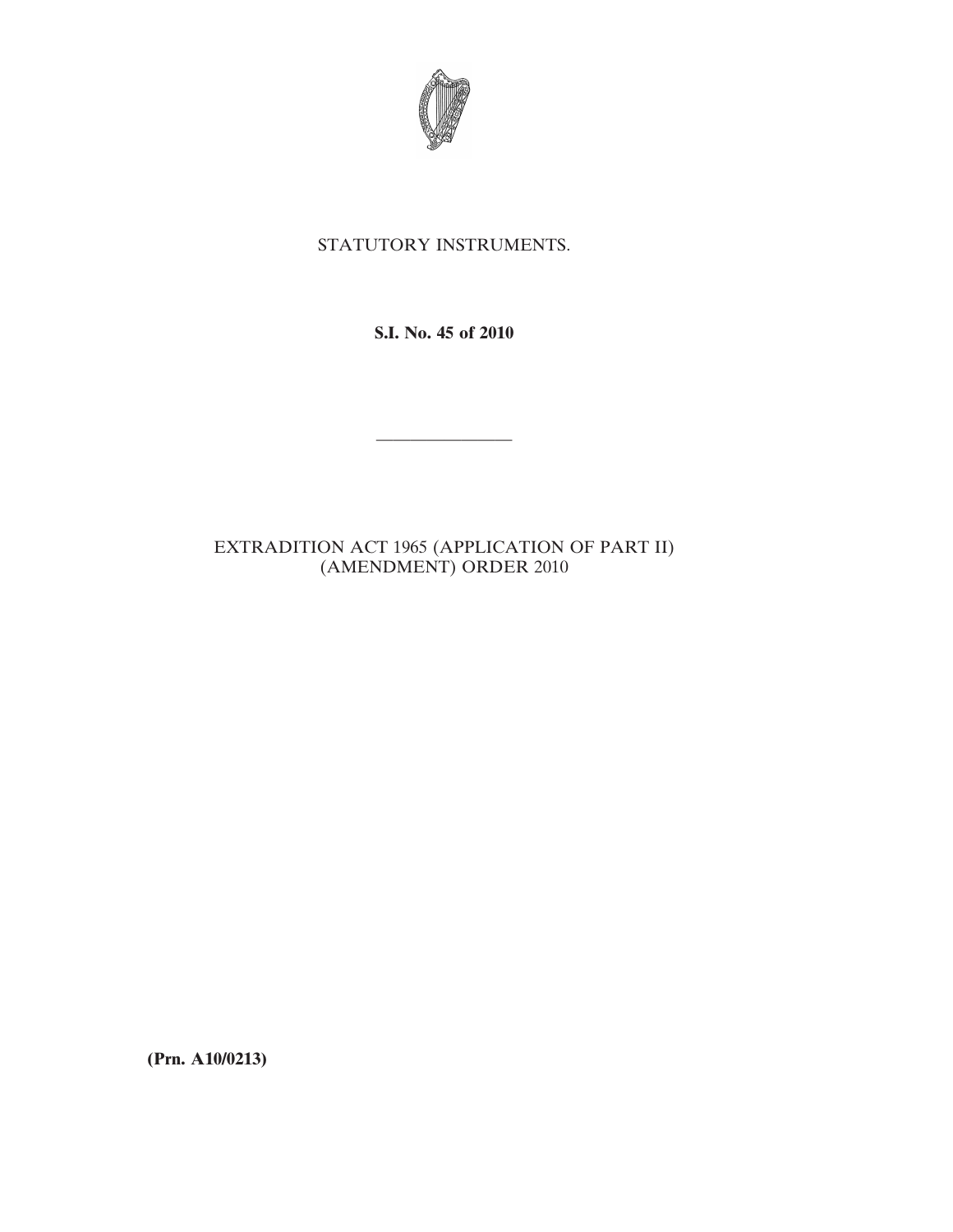STATUTORY INSTRUMENTS.

**S.I. No. 45 of 2010**

---

EXTRADITION ACT 1965 (APPLICATION OF PART II) (AMENDMENT) ORDER 2010

**(Prn. A10/0213)**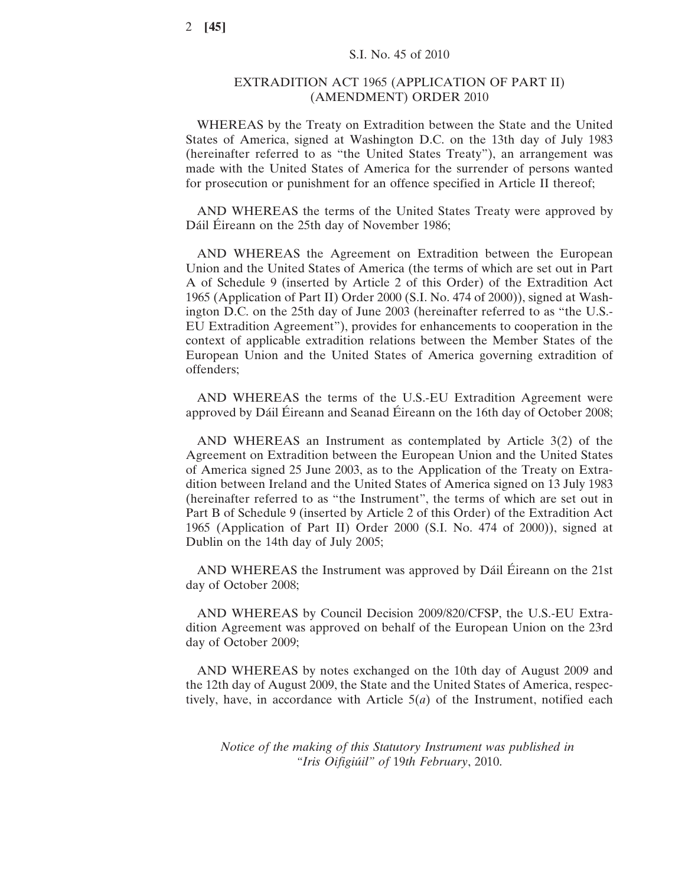S.I. No. 45 of 2010

# EXTRADITION ACT 1965 (APPLICATION OF PART II) (AMENDMENT) ORDER 2010

WHEREAS by the Treaty on Extradition between the State and the United States of America, signed at Washington D.C. on the 13th day of July 1983 (hereinafter referred to as "the United States Treaty"), an arrangement was made with the United States of America for the surrender of persons wanted for prosecution or punishment for an offence specified in Article II thereof;

AND WHEREAS the terms of the United States Treaty were approved by Dáil Éireann on the 25th day of November 1986;

AND WHEREAS the Agreement on Extradition between the European Union and the United States of America (the terms of which are set out in Part A of Schedule 9 (inserted by Article 2 of this Order) of the Extradition Act 1965 (Application of Part II) Order 2000 (S.I. No. 474 of 2000)), signed at Washington D.C. on the 25th day of June 2003 (hereinafter referred to as "the U.S.-EU Extradition Agreement"), provides for enhancements to cooperation in the context of applicable extradition relations between the Member States of the European Union and the United States of America governing extradition of offenders;

AND WHEREAS the terms of the U.S.-EU Extradition Agreement were approved by Dáil Éireann and Seanad Éireann on the 16th day of October 2008;

AND WHEREAS an Instrument as contemplated by Article 3(2) of the Agreement on Extradition between the European Union and the United States of America signed 25 June 2003, as to the Application of the Treaty on Extradition between Ireland and the United States of America signed on 13 July 1983 (hereinafter referred to as "the Instrument", the terms of which are set out in Part B of Schedule 9 (inserted by Article 2 of this Order) of the Extradition Act 1965 (Application of Part II) Order 2000 (S.I. No. 474 of 2000)), signed at Dublin on the 14th day of July 2005;

AND WHEREAS the Instrument was approved by Dáil Éireann on the 21st day of October 2008;

AND WHEREAS by Council Decision 2009/820/CFSP, the U.S.-EU Extradition Agreement was approved on behalf of the European Union on the 23rd day of October 2009;

AND WHEREAS by notes exchanged on the 10th day of August 2009 and the 12th day of August 2009, the State and the United States of America, respectively, have, in accordance with Article 5(*a*) of the Instrument, notified each

*Notice of the making of this Statutory Instrument was published in "Iris Oifigiúil" of 19th February, 2010.*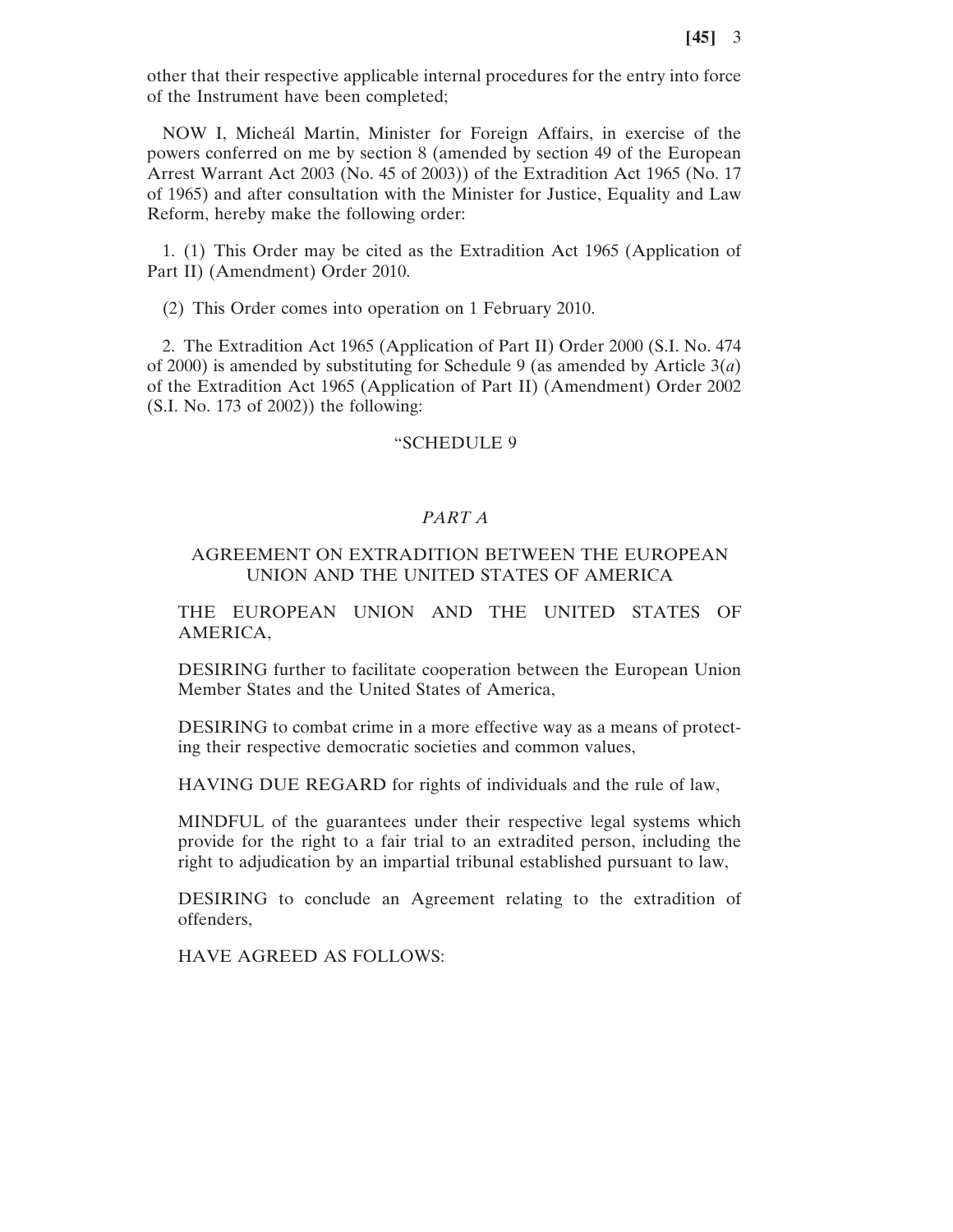other that their respective applicable internal procedures for the entry into force of the Instrument have been completed;

NOW I, Micheál Martin, Minister for Foreign Affairs, in exercise of the powers conferred on me by section 8 (amended by section 49 of the European Arrest Warrant Act 2003 (No. 45 of 2003)) of the Extradition Act 1965 (No. 17 of 1965) and after consultation with the Minister for Justice, Equality and Law Reform, hereby make the following order:

1. (1) This Order may be cited as the Extradition Act 1965 (Application of Part II) (Amendment) Order 2010.

(2) This Order comes into operation on 1 February 2010.

2. The Extradition Act 1965 (Application of Part II) Order 2000 (S.I. No. 474 of 2000) is amended by substituting for Schedule 9 (as amended by Article 3(*a*) of the Extradition Act 1965 (Application of Part II) (Amendment) Order 2002 (S.I. No. 173 of 2002)) the following:

"SCHEDULE 9

*PART A*

AGREEMENT ON EXTRADITION BETWEEN THE EUROPEAN UNION AND THE UNITED STATES OF AMERICA

THE EUROPEAN UNION AND THE UNITED STATES OF AMERICA,

DESIRING further to facilitate cooperation between the European Union Member States and the United States of America,

DESIRING to combat crime in a more effective way as a means of protecting their respective democratic societies and common values,

HAVING DUE REGARD for rights of individuals and the rule of law,

MINDFUL of the guarantees under their respective legal systems which provide for the right to a fair trial to an extradited person, including the right to adjudication by an impartial tribunal established pursuant to law,

DESIRING to conclude an Agreement relating to the extradition of offenders,

HAVE AGREED AS FOLLOWS: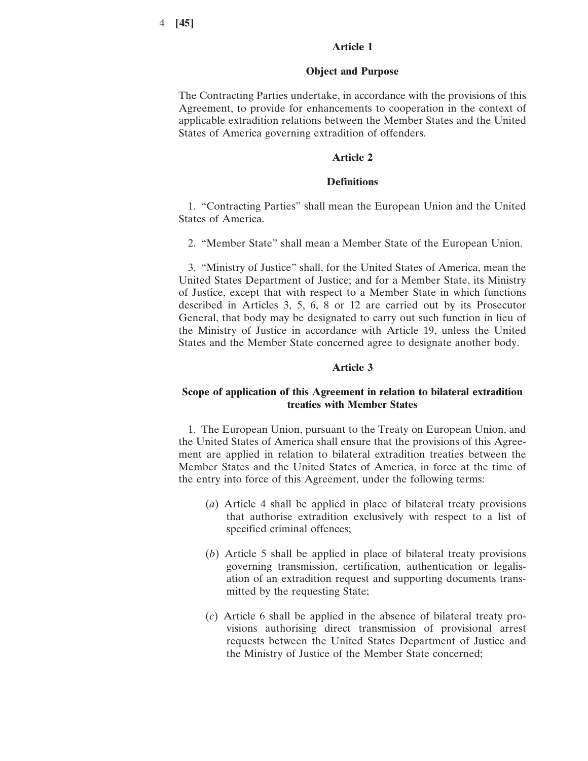## Article 1

### Object and Purpose

The Contracting Parties undertake, in accordance with the provisions of this Agreement, to provide for enhancements to cooperation in the context of applicable extradition relations between the Member States and the United States of America governing extradition of offenders.

## Article 2

### Definitions

1. "Contracting Parties" shall mean the European Union and the United States of America.

2. "Member State" shall mean a Member State of the European Union.

3. "Ministry of Justice" shall, for the United States of America, mean the United States Department of Justice; and for a Member State, its Ministry of Justice, except that with respect to a Member State in which functions described in Articles 3, 5, 6, 8 or 12 are carried out by its Prosecutor General, that body may be designated to carry out such function in lieu of the Ministry of Justice in accordance with Article 19, unless the United States and the Member State concerned agree to designate another body.

## Article 3

### Scope of application of this Agreement in relation to bilateral extradition treaties with Member States

1. The European Union, pursuant to the Treaty on European Union, and the United States of America shall ensure that the provisions of this Agreement are applied in relation to bilateral extradition treaties between the Member States and the United States of America, in force at the time of the entry into force of this Agreement, under the following terms:

(*a*) Article 4 shall be applied in place of bilateral treaty provisions that authorise extradition exclusively with respect to a list of specified criminal offences;

(*b*) Article 5 shall be applied in place of bilateral treaty provisions governing transmission, certification, authentication or legalisation of an extradition request and supporting documents transmitted by the requesting State;

(*c*) Article 6 shall be applied in the absence of bilateral treaty provisions authorising direct transmission of provisional arrest requests between the United States Department of Justice and the Ministry of Justice of the Member State concerned;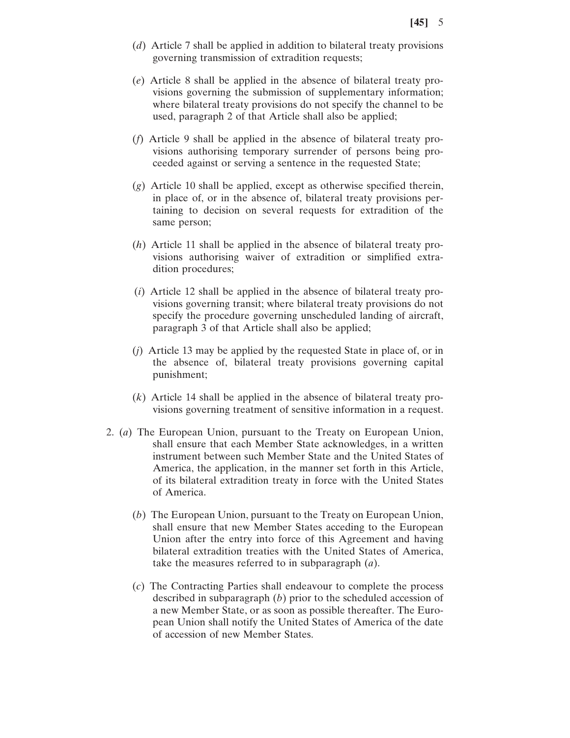(*d*) Article 7 shall be applied in addition to bilateral treaty provisions governing transmission of extradition requests;

(*e*) Article 8 shall be applied in the absence of bilateral treaty provisions governing the submission of supplementary information; where bilateral treaty provisions do not specify the channel to be used, paragraph 2 of that Article shall also be applied;

(*f*) Article 9 shall be applied in the absence of bilateral treaty provisions authorising temporary surrender of persons being proceeded against or serving a sentence in the requested State;

(*g*) Article 10 shall be applied, except as otherwise specified therein, in place of, or in the absence of, bilateral treaty provisions pertaining to decision on several requests for extradition of the same person;

(*h*) Article 11 shall be applied in the absence of bilateral treaty provisions authorising waiver of extradition or simplified extradition procedures;

(*i*) Article 12 shall be applied in the absence of bilateral treaty provisions governing transit; where bilateral treaty provisions do not specify the procedure governing unscheduled landing of aircraft, paragraph 3 of that Article shall also be applied;

(*j*) Article 13 may be applied by the requested State in place of, or in the absence of, bilateral treaty provisions governing capital punishment;

(*k*) Article 14 shall be applied in the absence of bilateral treaty provisions governing treatment of sensitive information in a request.

2. (*a*) The European Union, pursuant to the Treaty on European Union, shall ensure that each Member State acknowledges, in a written instrument between such Member State and the United States of America, the application, in the manner set forth in this Article, of its bilateral extradition treaty in force with the United States of America.

(*b*) The European Union, pursuant to the Treaty on European Union, shall ensure that new Member States acceding to the European Union after the entry into force of this Agreement and having bilateral extradition treaties with the United States of America, take the measures referred to in subparagraph (*a*).

(*c*) The Contracting Parties shall endeavour to complete the process described in subparagraph (*b*) prior to the scheduled accession of a new Member State, or as soon as possible thereafter. The European Union shall notify the United States of America of the date of accession of new Member States.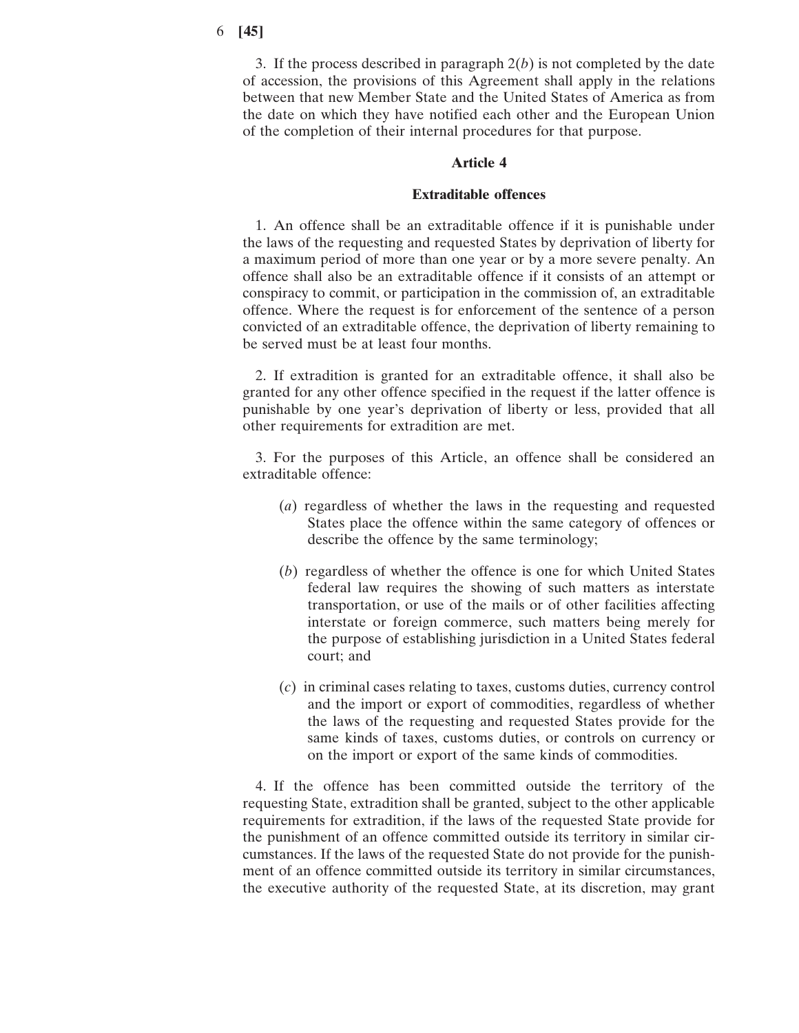3. If the process described in paragraph 2(*b*) is not completed by the date of accession, the provisions of this Agreement shall apply in the relations between that new Member State and the United States of America as from the date on which they have notified each other and the European Union of the completion of their internal procedures for that purpose.

## Article 4

### Extraditable offences

1. An offence shall be an extraditable offence if it is punishable under the laws of the requesting and requested States by deprivation of liberty for a maximum period of more than one year or by a more severe penalty. An offence shall also be an extraditable offence if it consists of an attempt or conspiracy to commit, or participation in the commission of, an extraditable offence. Where the request is for enforcement of the sentence of a person convicted of an extraditable offence, the deprivation of liberty remaining to be served must be at least four months.

2. If extradition is granted for an extraditable offence, it shall also be granted for any other offence specified in the request if the latter offence is punishable by one year's deprivation of liberty or less, provided that all other requirements for extradition are met.

3. For the purposes of this Article, an offence shall be considered an extraditable offence:

(*a*) regardless of whether the laws in the requesting and requested States place the offence within the same category of offences or describe the offence by the same terminology;

(*b*) regardless of whether the offence is one for which United States federal law requires the showing of such matters as interstate transportation, or use of the mails or of other facilities affecting interstate or foreign commerce, such matters being merely for the purpose of establishing jurisdiction in a United States federal court; and

(*c*) in criminal cases relating to taxes, customs duties, currency control and the import or export of commodities, regardless of whether the laws of the requesting and requested States provide for the same kinds of taxes, customs duties, or controls on currency or on the import or export of the same kinds of commodities.

4. If the offence has been committed outside the territory of the requesting State, extradition shall be granted, subject to the other applicable requirements for extradition, if the laws of the requested State provide for the punishment of an offence committed outside its territory in similar circumstances. If the laws of the requested State do not provide for the punishment of an offence committed outside its territory in similar circumstances, the executive authority of the requested State, at its discretion, may grant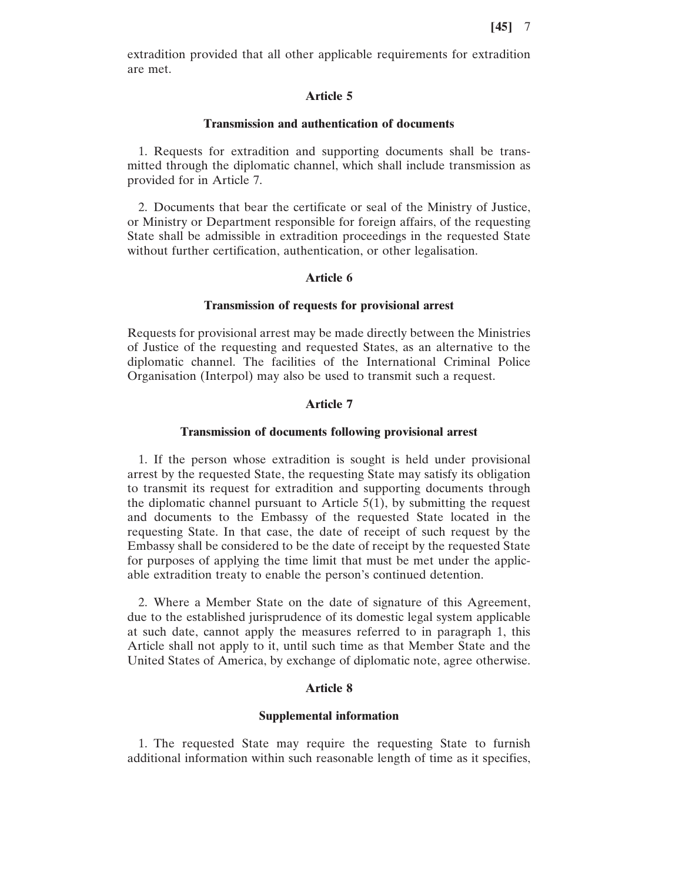extradition provided that all other applicable requirements for extradition are met.

## Article 5

### Transmission and authentication of documents

1. Requests for extradition and supporting documents shall be transmitted through the diplomatic channel, which shall include transmission as provided for in Article 7.

2. Documents that bear the certificate or seal of the Ministry of Justice, or Ministry or Department responsible for foreign affairs, of the requesting State shall be admissible in extradition proceedings in the requested State without further certification, authentication, or other legalisation.

## Article 6

### Transmission of requests for provisional arrest

Requests for provisional arrest may be made directly between the Ministries of Justice of the requesting and requested States, as an alternative to the diplomatic channel. The facilities of the International Criminal Police Organisation (Interpol) may also be used to transmit such a request.

## Article 7

### Transmission of documents following provisional arrest

1. If the person whose extradition is sought is held under provisional arrest by the requested State, the requesting State may satisfy its obligation to transmit its request for extradition and supporting documents through the diplomatic channel pursuant to Article 5(1), by submitting the request and documents to the Embassy of the requested State located in the requesting State. In that case, the date of receipt of such request by the Embassy shall be considered to be the date of receipt by the requested State for purposes of applying the time limit that must be met under the applicable extradition treaty to enable the person's continued detention.

2. Where a Member State on the date of signature of this Agreement, due to the established jurisprudence of its domestic legal system applicable at such date, cannot apply the measures referred to in paragraph 1, this Article shall not apply to it, until such time as that Member State and the United States of America, by exchange of diplomatic note, agree otherwise.

## Article 8

### Supplemental information

1. The requested State may require the requesting State to furnish additional information within such reasonable length of time as it specifies,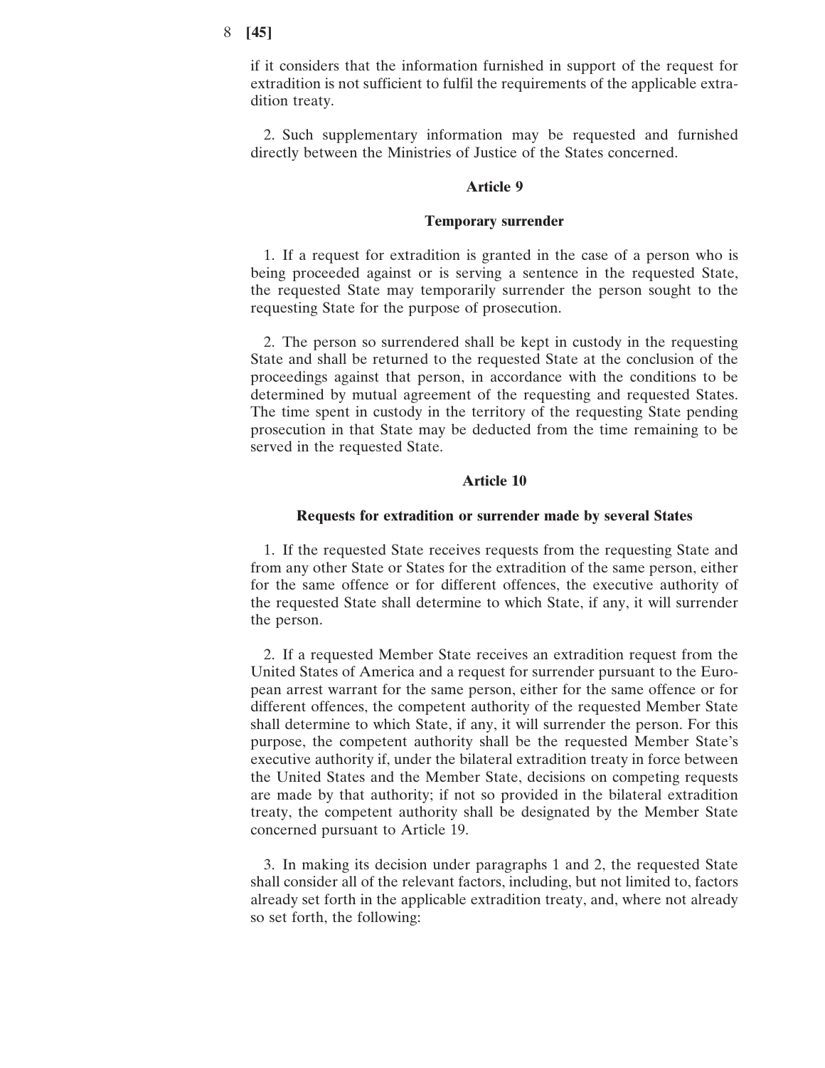if it considers that the information furnished in support of the request for extradition is not sufficient to fulfil the requirements of the applicable extradition treaty.

2. Such supplementary information may be requested and furnished directly between the Ministries of Justice of the States concerned.

### Article 9

### Temporary surrender

1. If a request for extradition is granted in the case of a person who is being proceeded against or is serving a sentence in the requested State, the requested State may temporarily surrender the person sought to the requesting State for the purpose of prosecution.

2. The person so surrendered shall be kept in custody in the requesting State and shall be returned to the requested State at the conclusion of the proceedings against that person, in accordance with the conditions to be determined by mutual agreement of the requesting and requested States. The time spent in custody in the territory of the requesting State pending prosecution in that State may be deducted from the time remaining to be served in the requested State.

### Article 10

### Requests for extradition or surrender made by several States

1. If the requested State receives requests from the requesting State and from any other State or States for the extradition of the same person, either for the same offence or for different offences, the executive authority of the requested State shall determine to which State, if any, it will surrender the person.

2. If a requested Member State receives an extradition request from the United States of America and a request for surrender pursuant to the European arrest warrant for the same person, either for the same offence or for different offences, the competent authority of the requested Member State shall determine to which State, if any, it will surrender the person. For this purpose, the competent authority shall be the requested Member State's executive authority if, under the bilateral extradition treaty in force between the United States and the Member State, decisions on competing requests are made by that authority; if not so provided in the bilateral extradition treaty, the competent authority shall be designated by the Member State concerned pursuant to Article 19.

3. In making its decision under paragraphs 1 and 2, the requested State shall consider all of the relevant factors, including, but not limited to, factors already set forth in the applicable extradition treaty, and, where not already so set forth, the following: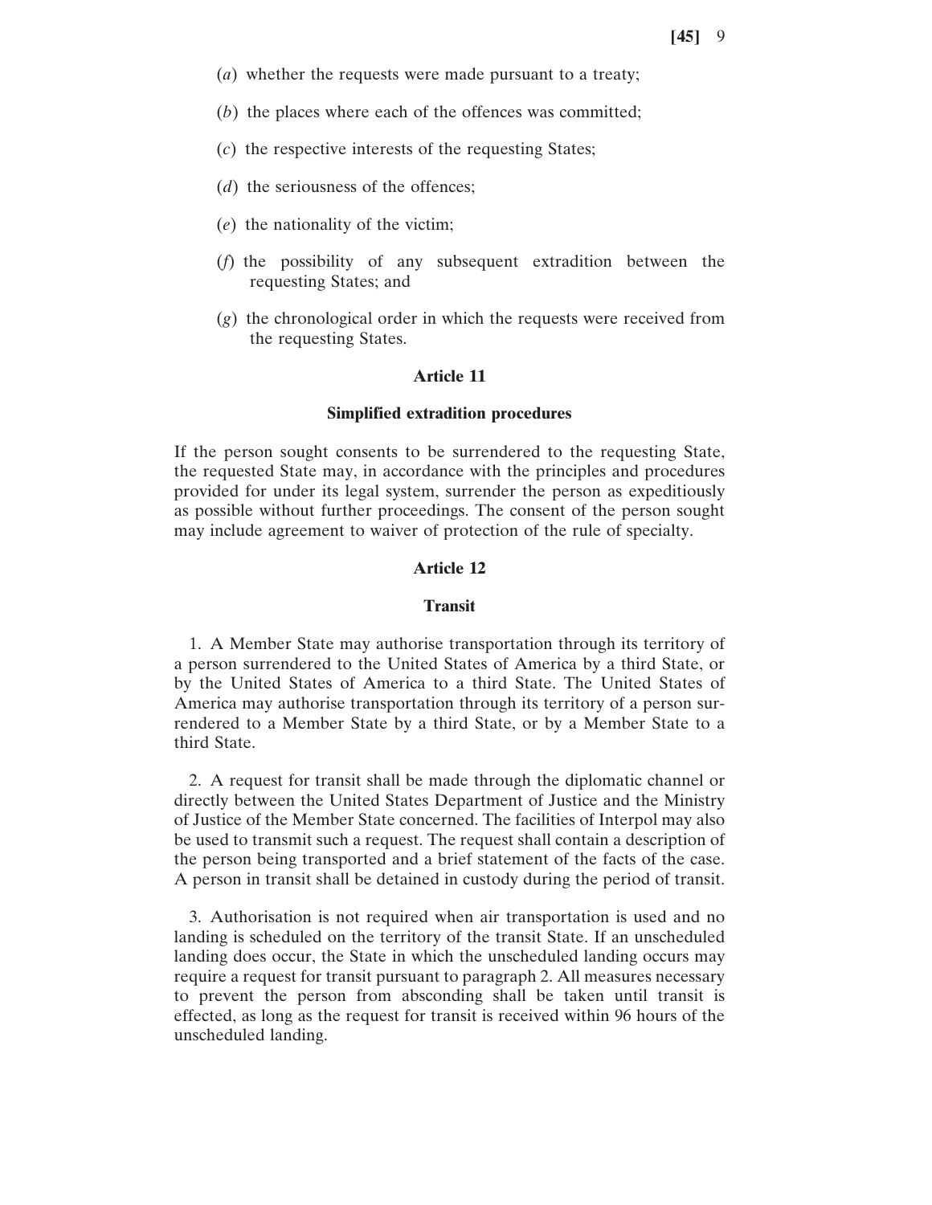(*a*) whether the requests were made pursuant to a treaty;

(*b*) the places where each of the offences was committed;

(*c*) the respective interests of the requesting States;

(*d*) the seriousness of the offences;

(*e*) the nationality of the victim;

(*f*) the possibility of any subsequent extradition between the requesting States; and

(*g*) the chronological order in which the requests were received from the requesting States.

**Article 11**

**Simplified extradition procedures**

If the person sought consents to be surrendered to the requesting State, the requested State may, in accordance with the principles and procedures provided for under its legal system, surrender the person as expeditiously as possible without further proceedings. The consent of the person sought may include agreement to waiver of protection of the rule of specialty.

**Article 12**

**Transit**

1. A Member State may authorise transportation through its territory of a person surrendered to the United States of America by a third State, or by the United States of America to a third State. The United States of America may authorise transportation through its territory of a person surrendered to a Member State by a third State, or by a Member State to a third State.

2. A request for transit shall be made through the diplomatic channel or directly between the United States Department of Justice and the Ministry of Justice of the Member State concerned. The facilities of Interpol may also be used to transmit such a request. The request shall contain a description of the person being transported and a brief statement of the facts of the case. A person in transit shall be detained in custody during the period of transit.

3. Authorisation is not required when air transportation is used and no landing is scheduled on the territory of the transit State. If an unscheduled landing does occur, the State in which the unscheduled landing occurs may require a request for transit pursuant to paragraph 2. All measures necessary to prevent the person from absconding shall be taken until transit is effected, as long as the request for transit is received within 96 hours of the unscheduled landing.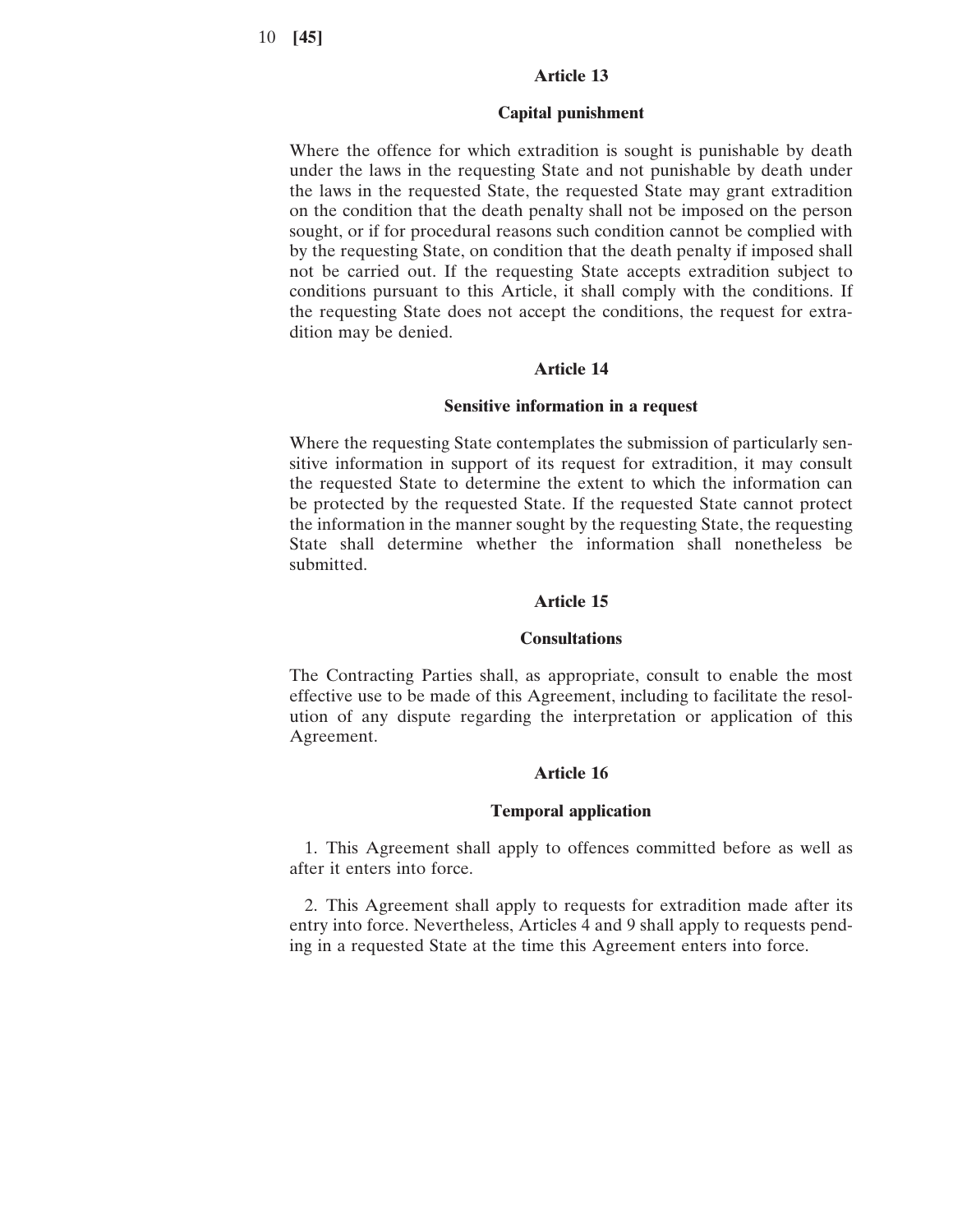## Article 13

### Capital punishment

Where the offence for which extradition is sought is punishable by death under the laws in the requesting State and not punishable by death under the laws in the requested State, the requested State may grant extradition on the condition that the death penalty shall not be imposed on the person sought, or if for procedural reasons such condition cannot be complied with by the requesting State, on condition that the death penalty if imposed shall not be carried out. If the requesting State accepts extradition subject to conditions pursuant to this Article, it shall comply with the conditions. If the requesting State does not accept the conditions, the request for extradition may be denied.

## Article 14

### Sensitive information in a request

Where the requesting State contemplates the submission of particularly sensitive information in support of its request for extradition, it may consult the requested State to determine the extent to which the information can be protected by the requested State. If the requested State cannot protect the information in the manner sought by the requesting State, the requesting State shall determine whether the information shall nonetheless be submitted.

## Article 15

### Consultations

The Contracting Parties shall, as appropriate, consult to enable the most effective use to be made of this Agreement, including to facilitate the resolution of any dispute regarding the interpretation or application of this Agreement.

## Article 16

### Temporal application

1. This Agreement shall apply to offences committed before as well as after it enters into force.

2. This Agreement shall apply to requests for extradition made after its entry into force. Nevertheless, Articles 4 and 9 shall apply to requests pending in a requested State at the time this Agreement enters into force.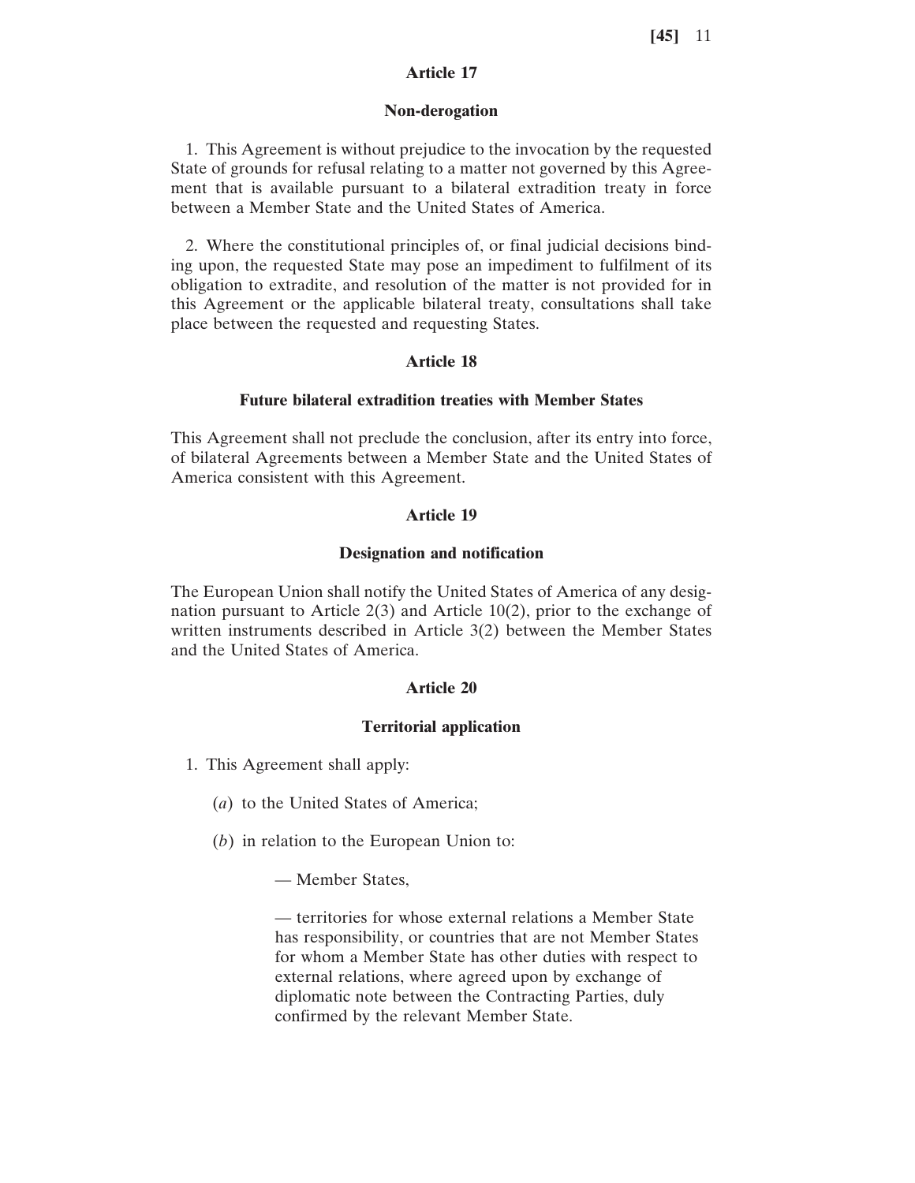## Article 17

### Non-derogation

1. This Agreement is without prejudice to the invocation by the requested State of grounds for refusal relating to a matter not governed by this Agreement that is available pursuant to a bilateral extradition treaty in force between a Member State and the United States of America.

2. Where the constitutional principles of, or final judicial decisions binding upon, the requested State may pose an impediment to fulfilment of its obligation to extradite, and resolution of the matter is not provided for in this Agreement or the applicable bilateral treaty, consultations shall take place between the requested and requesting States.

## Article 18

### Future bilateral extradition treaties with Member States

This Agreement shall not preclude the conclusion, after its entry into force, of bilateral Agreements between a Member State and the United States of America consistent with this Agreement.

## Article 19

### Designation and notification

The European Union shall notify the United States of America of any designation pursuant to Article 2(3) and Article 10(2), prior to the exchange of written instruments described in Article 3(2) between the Member States and the United States of America.

## Article 20

### Territorial application

1. This Agreement shall apply:

   (*a*) to the United States of America;

   (*b*) in relation to the European Union to:

   — Member States,

   — territories for whose external relations a Member State has responsibility, or countries that are not Member States for whom a Member State has other duties with respect to external relations, where agreed upon by exchange of diplomatic note between the Contracting Parties, duly confirmed by the relevant Member State.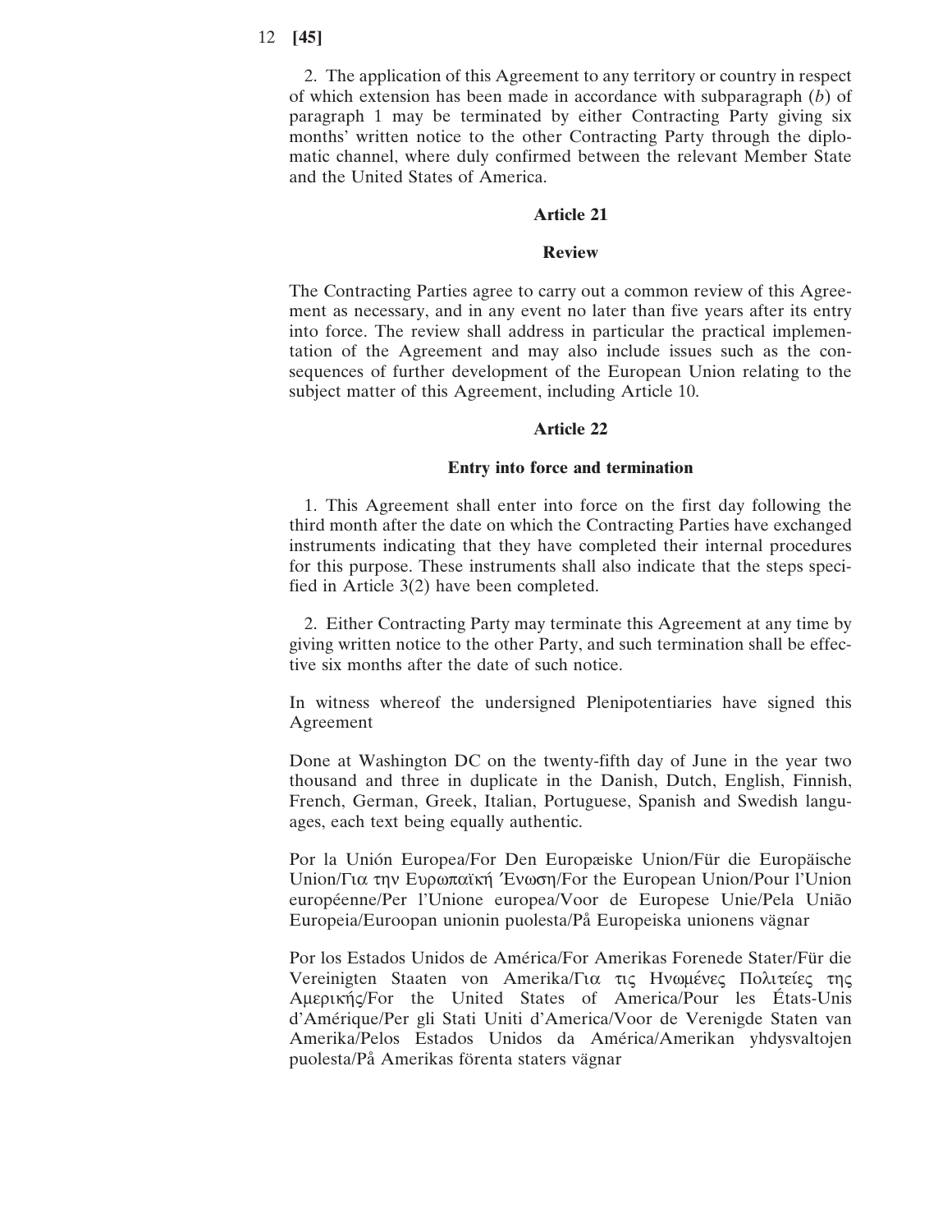2. The application of this Agreement to any territory or country in respect of which extension has been made in accordance with subparagraph (*b*) of paragraph 1 may be terminated by either Contracting Party giving six months' written notice to the other Contracting Party through the diplomatic channel, where duly confirmed between the relevant Member State and the United States of America.

**Article 21**

**Review**

The Contracting Parties agree to carry out a common review of this Agreement as necessary, and in any event no later than five years after its entry into force. The review shall address in particular the practical implementation of the Agreement and may also include issues such as the consequences of further development of the European Union relating to the subject matter of this Agreement, including Article 10.

**Article 22**

**Entry into force and termination**

1. This Agreement shall enter into force on the first day following the third month after the date on which the Contracting Parties have exchanged instruments indicating that they have completed their internal procedures for this purpose. These instruments shall also indicate that the steps specified in Article 3(2) have been completed.

2. Either Contracting Party may terminate this Agreement at any time by giving written notice to the other Party, and such termination shall be effective six months after the date of such notice.

In witness whereof the undersigned Plenipotentiaries have signed this Agreement

Done at Washington DC on the twenty-fifth day of June in the year two thousand and three in duplicate in the Danish, Dutch, English, Finnish, French, German, Greek, Italian, Portuguese, Spanish and Swedish languages, each text being equally authentic.

Por la Unión Europea/For Den Europæiske Union/Für die Europäische Union/Για την Ευρωπαϊκή Ένωση/For the European Union/Pour l'Union européenne/Per l'Unione europea/Voor de Europese Unie/Pela União Europeia/Euroopan unionin puolesta/På Europeiska unionens vägnar

Por los Estados Unidos de América/For Amerikas Forenede Stater/Für die Vereinigten Staaten von Amerika/Για τις Ηνωμένες Πολιτείες της Αμερικής/For the United States of America/Pour les États-Unis d'Amérique/Per gli Stati Uniti d'America/Voor de Verenigde Staten van Amerika/Pelos Estados Unidos da América/Amerikan yhdysvaltojen puolesta/På Amerikas förenta staters vägnar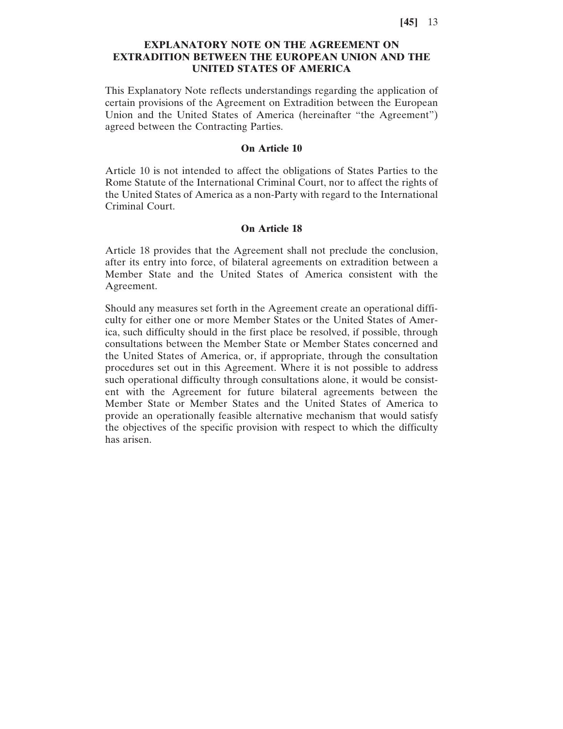# EXPLANATORY NOTE ON THE AGREEMENT ON EXTRADITION BETWEEN THE EUROPEAN UNION AND THE UNITED STATES OF AMERICA

This Explanatory Note reflects understandings regarding the application of certain provisions of the Agreement on Extradition between the European Union and the United States of America (hereinafter "the Agreement") agreed between the Contracting Parties.

## On Article 10

Article 10 is not intended to affect the obligations of States Parties to the Rome Statute of the International Criminal Court, nor to affect the rights of the United States of America as a non-Party with regard to the International Criminal Court.

## On Article 18

Article 18 provides that the Agreement shall not preclude the conclusion, after its entry into force, of bilateral agreements on extradition between a Member State and the United States of America consistent with the Agreement.

Should any measures set forth in the Agreement create an operational difficulty for either one or more Member States or the United States of America, such difficulty should in the first place be resolved, if possible, through consultations between the Member State or Member States concerned and the United States of America, or, if appropriate, through the consultation procedures set out in this Agreement. Where it is not possible to address such operational difficulty through consultations alone, it would be consistent with the Agreement for future bilateral agreements between the Member State or Member States and the United States of America to provide an operationally feasible alternative mechanism that would satisfy the objectives of the specific provision with respect to which the difficulty has arisen.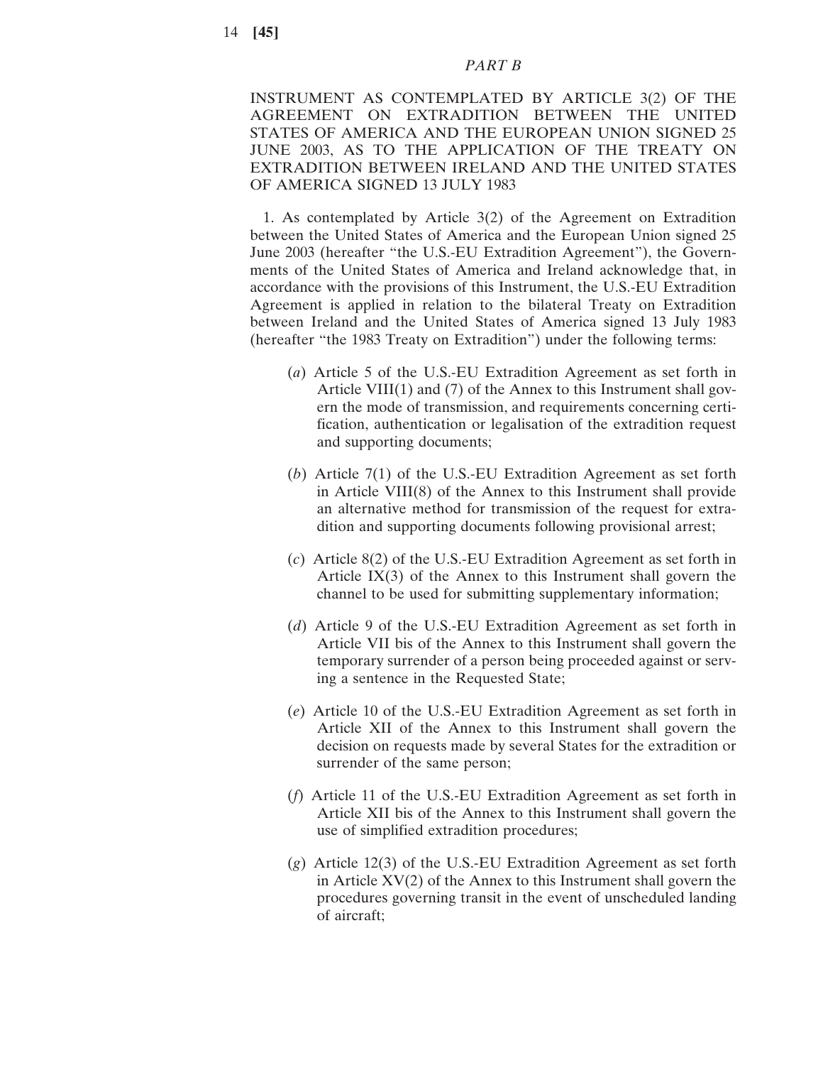*PART B*

INSTRUMENT AS CONTEMPLATED BY ARTICLE 3(2) OF THE AGREEMENT ON EXTRADITION BETWEEN THE UNITED STATES OF AMERICA AND THE EUROPEAN UNION SIGNED 25 JUNE 2003, AS TO THE APPLICATION OF THE TREATY ON EXTRADITION BETWEEN IRELAND AND THE UNITED STATES OF AMERICA SIGNED 13 JULY 1983

1. As contemplated by Article 3(2) of the Agreement on Extradition between the United States of America and the European Union signed 25 June 2003 (hereafter "the U.S.-EU Extradition Agreement"), the Governments of the United States of America and Ireland acknowledge that, in accordance with the provisions of this Instrument, the U.S.-EU Extradition Agreement is applied in relation to the bilateral Treaty on Extradition between Ireland and the United States of America signed 13 July 1983 (hereafter "the 1983 Treaty on Extradition") under the following terms:

(*a*) Article 5 of the U.S.-EU Extradition Agreement as set forth in Article VIII(1) and (7) of the Annex to this Instrument shall govern the mode of transmission, and requirements concerning certification, authentication or legalisation of the extradition request and supporting documents;

(*b*) Article 7(1) of the U.S.-EU Extradition Agreement as set forth in Article VIII(8) of the Annex to this Instrument shall provide an alternative method for transmission of the request for extradition and supporting documents following provisional arrest;

(*c*) Article 8(2) of the U.S.-EU Extradition Agreement as set forth in Article IX(3) of the Annex to this Instrument shall govern the channel to be used for submitting supplementary information;

(*d*) Article 9 of the U.S.-EU Extradition Agreement as set forth in Article VII bis of the Annex to this Instrument shall govern the temporary surrender of a person being proceeded against or serving a sentence in the Requested State;

(*e*) Article 10 of the U.S.-EU Extradition Agreement as set forth in Article XII of the Annex to this Instrument shall govern the decision on requests made by several States for the extradition or surrender of the same person;

(*f*) Article 11 of the U.S.-EU Extradition Agreement as set forth in Article XII bis of the Annex to this Instrument shall govern the use of simplified extradition procedures;

(*g*) Article 12(3) of the U.S.-EU Extradition Agreement as set forth in Article XV(2) of the Annex to this Instrument shall govern the procedures governing transit in the event of unscheduled landing of aircraft;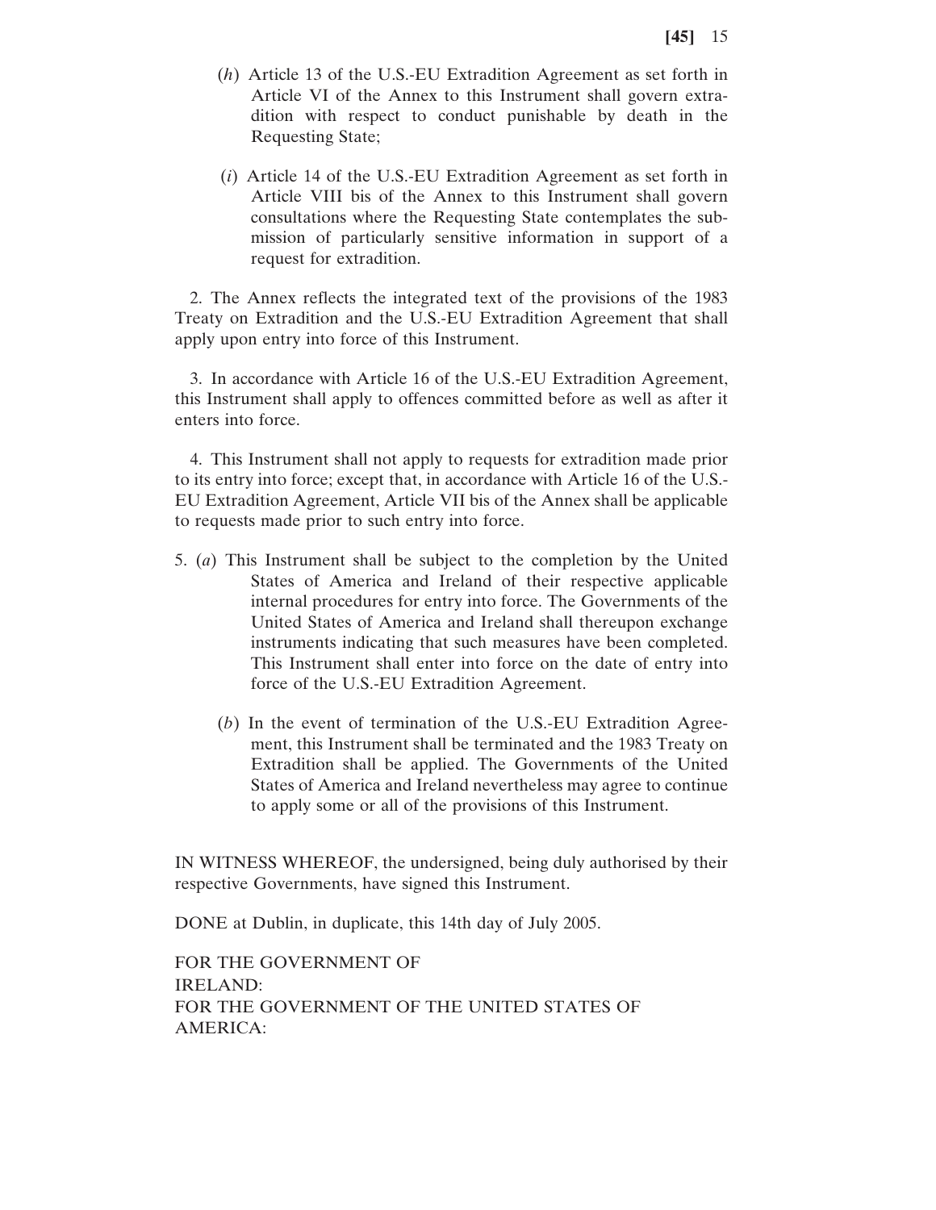(*h*) Article 13 of the U.S.-EU Extradition Agreement as set forth in Article VI of the Annex to this Instrument shall govern extradition with respect to conduct punishable by death in the Requesting State;

(*i*) Article 14 of the U.S.-EU Extradition Agreement as set forth in Article VIII bis of the Annex to this Instrument shall govern consultations where the Requesting State contemplates the submission of particularly sensitive information in support of a request for extradition.

2. The Annex reflects the integrated text of the provisions of the 1983 Treaty on Extradition and the U.S.-EU Extradition Agreement that shall apply upon entry into force of this Instrument.

3. In accordance with Article 16 of the U.S.-EU Extradition Agreement, this Instrument shall apply to offences committed before as well as after it enters into force.

4. This Instrument shall not apply to requests for extradition made prior to its entry into force; except that, in accordance with Article 16 of the U.S.-EU Extradition Agreement, Article VII bis of the Annex shall be applicable to requests made prior to such entry into force.

5. (*a*) This Instrument shall be subject to the completion by the United States of America and Ireland of their respective applicable internal procedures for entry into force. The Governments of the United States of America and Ireland shall thereupon exchange instruments indicating that such measures have been completed. This Instrument shall enter into force on the date of entry into force of the U.S.-EU Extradition Agreement.

(*b*) In the event of termination of the U.S.-EU Extradition Agreement, this Instrument shall be terminated and the 1983 Treaty on Extradition shall be applied. The Governments of the United States of America and Ireland nevertheless may agree to continue to apply some or all of the provisions of this Instrument.

IN WITNESS WHEREOF, the undersigned, being duly authorised by their respective Governments, have signed this Instrument.

DONE at Dublin, in duplicate, this 14th day of July 2005.

FOR THE GOVERNMENT OF IRELAND:

FOR THE GOVERNMENT OF THE UNITED STATES OF AMERICA: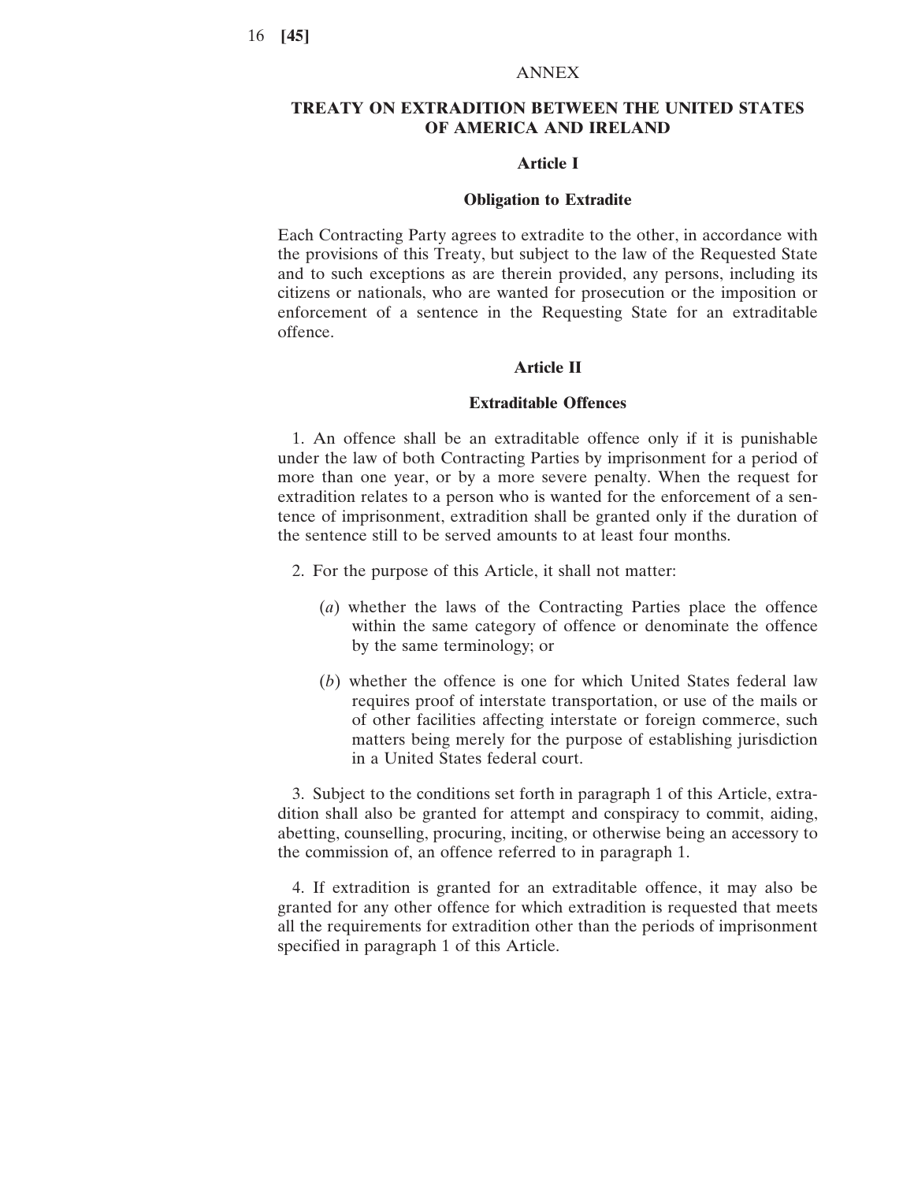ANNEX

## TREATY ON EXTRADITION BETWEEN THE UNITED STATES OF AMERICA AND IRELAND

### Article I

### Obligation to Extradite

Each Contracting Party agrees to extradite to the other, in accordance with the provisions of this Treaty, but subject to the law of the Requested State and to such exceptions as are therein provided, any persons, including its citizens or nationals, who are wanted for prosecution or the imposition or enforcement of a sentence in the Requesting State for an extraditable offence.

### Article II

### Extraditable Offences

1. An offence shall be an extraditable offence only if it is punishable under the law of both Contracting Parties by imprisonment for a period of more than one year, or by a more severe penalty. When the request for extradition relates to a person who is wanted for the enforcement of a sentence of imprisonment, extradition shall be granted only if the duration of the sentence still to be served amounts to at least four months.

2. For the purpose of this Article, it shall not matter:

(*a*) whether the laws of the Contracting Parties place the offence within the same category of offence or denominate the offence by the same terminology; or

(*b*) whether the offence is one for which United States federal law requires proof of interstate transportation, or use of the mails or of other facilities affecting interstate or foreign commerce, such matters being merely for the purpose of establishing jurisdiction in a United States federal court.

3. Subject to the conditions set forth in paragraph 1 of this Article, extradition shall also be granted for attempt and conspiracy to commit, aiding, abetting, counselling, procuring, inciting, or otherwise being an accessory to the commission of, an offence referred to in paragraph 1.

4. If extradition is granted for an extraditable offence, it may also be granted for any other offence for which extradition is requested that meets all the requirements for extradition other than the periods of imprisonment specified in paragraph 1 of this Article.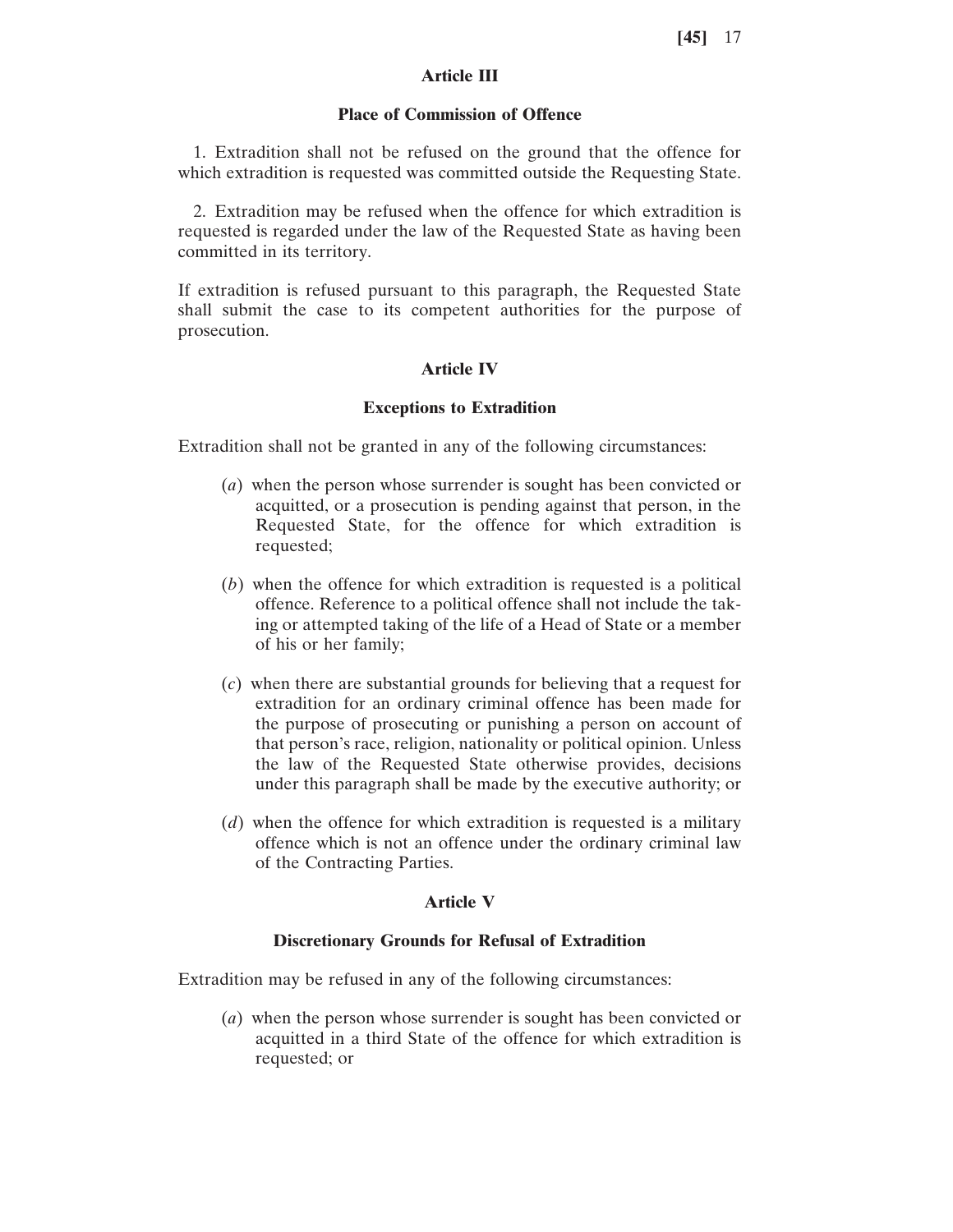### Article III

### Place of Commission of Offence

1. Extradition shall not be refused on the ground that the offence for which extradition is requested was committed outside the Requesting State.

2. Extradition may be refused when the offence for which extradition is requested is regarded under the law of the Requested State as having been committed in its territory.

If extradition is refused pursuant to this paragraph, the Requested State shall submit the case to its competent authorities for the purpose of prosecution.

### Article IV

### Exceptions to Extradition

Extradition shall not be granted in any of the following circumstances:

(*a*) when the person whose surrender is sought has been convicted or acquitted, or a prosecution is pending against that person, in the Requested State, for the offence for which extradition is requested;

(*b*) when the offence for which extradition is requested is a political offence. Reference to a political offence shall not include the taking or attempted taking of the life of a Head of State or a member of his or her family;

(*c*) when there are substantial grounds for believing that a request for extradition for an ordinary criminal offence has been made for the purpose of prosecuting or punishing a person on account of that person's race, religion, nationality or political opinion. Unless the law of the Requested State otherwise provides, decisions under this paragraph shall be made by the executive authority; or

(*d*) when the offence for which extradition is requested is a military offence which is not an offence under the ordinary criminal law of the Contracting Parties.

### Article V

### Discretionary Grounds for Refusal of Extradition

Extradition may be refused in any of the following circumstances:

(*a*) when the person whose surrender is sought has been convicted or acquitted in a third State of the offence for which extradition is requested; or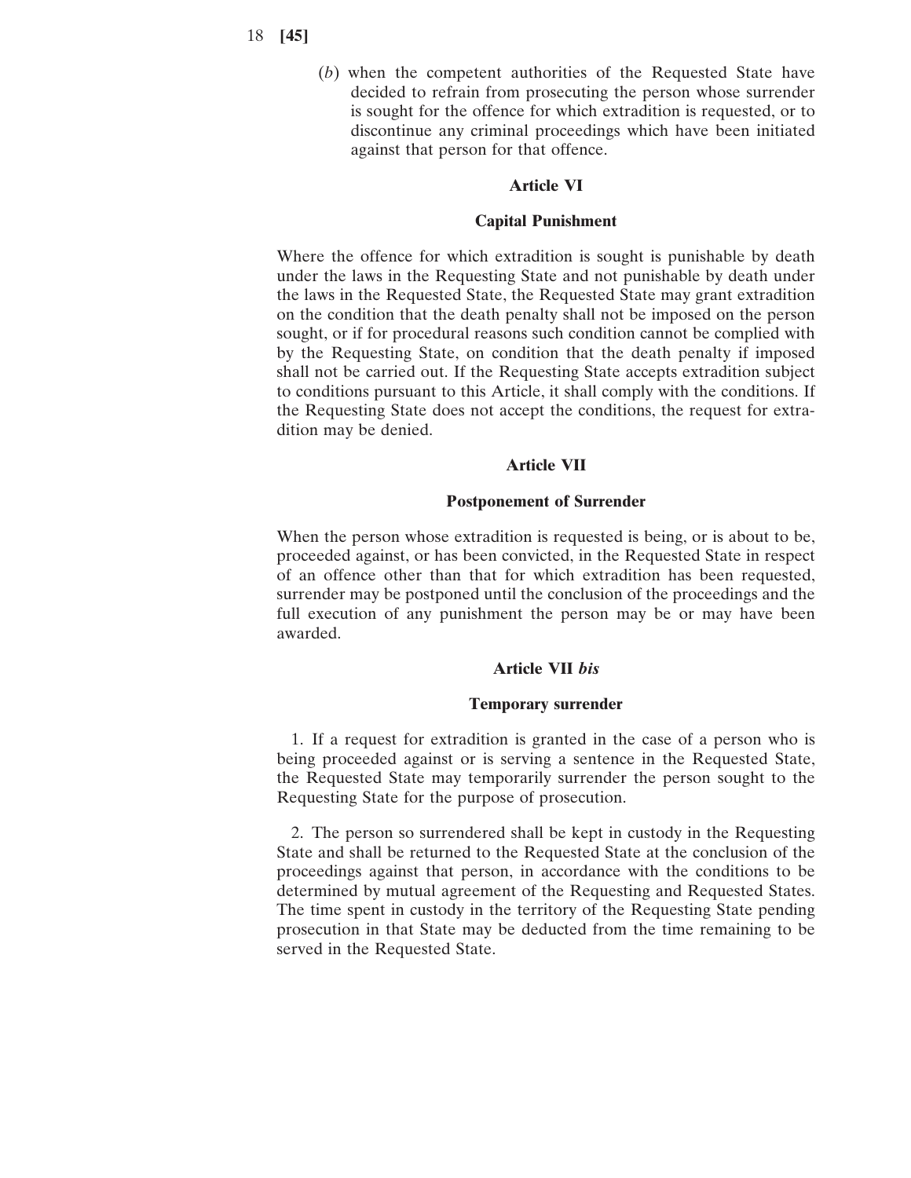(*b*) when the competent authorities of the Requested State have decided to refrain from prosecuting the person whose surrender is sought for the offence for which extradition is requested, or to discontinue any criminal proceedings which have been initiated against that person for that offence.

## Article VI

### Capital Punishment

Where the offence for which extradition is sought is punishable by death under the laws in the Requesting State and not punishable by death under the laws in the Requested State, the Requested State may grant extradition on the condition that the death penalty shall not be imposed on the person sought, or if for procedural reasons such condition cannot be complied with by the Requesting State, on condition that the death penalty if imposed shall not be carried out. If the Requesting State accepts extradition subject to conditions pursuant to this Article, it shall comply with the conditions. If the Requesting State does not accept the conditions, the request for extradition may be denied.

## Article VII

### Postponement of Surrender

When the person whose extradition is requested is being, or is about to be, proceeded against, or has been convicted, in the Requested State in respect of an offence other than that for which extradition has been requested, surrender may be postponed until the conclusion of the proceedings and the full execution of any punishment the person may be or may have been awarded.

## Article VII *bis*

### Temporary surrender

1. If a request for extradition is granted in the case of a person who is being proceeded against or is serving a sentence in the Requested State, the Requested State may temporarily surrender the person sought to the Requesting State for the purpose of prosecution.

2. The person so surrendered shall be kept in custody in the Requesting State and shall be returned to the Requested State at the conclusion of the proceedings against that person, in accordance with the conditions to be determined by mutual agreement of the Requesting and Requested States. The time spent in custody in the territory of the Requesting State pending prosecution in that State may be deducted from the time remaining to be served in the Requested State.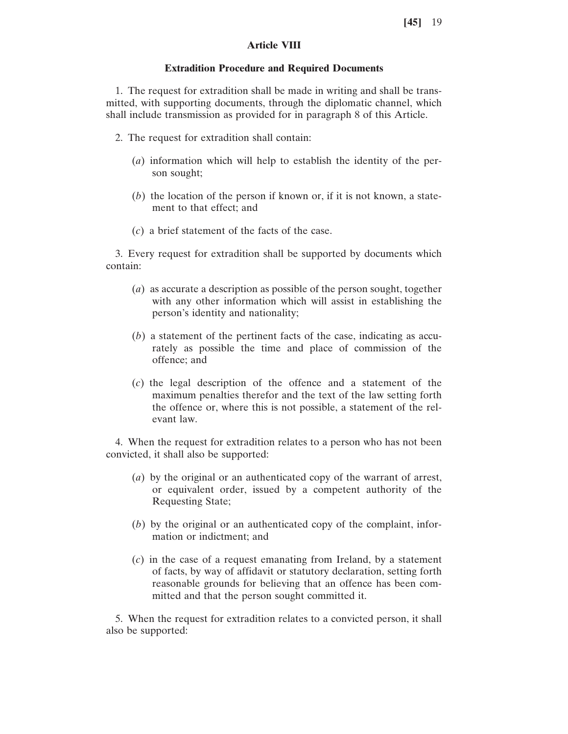## Article VIII

### Extradition Procedure and Required Documents

1. The request for extradition shall be made in writing and shall be transmitted, with supporting documents, through the diplomatic channel, which shall include transmission as provided for in paragraph 8 of this Article.

2. The request for extradition shall contain:

(*a*) information which will help to establish the identity of the person sought;

(*b*) the location of the person if known or, if it is not known, a statement to that effect; and

(*c*) a brief statement of the facts of the case.

3. Every request for extradition shall be supported by documents which contain:

(*a*) as accurate a description as possible of the person sought, together with any other information which will assist in establishing the person's identity and nationality;

(*b*) a statement of the pertinent facts of the case, indicating as accurately as possible the time and place of commission of the offence; and

(*c*) the legal description of the offence and a statement of the maximum penalties therefor and the text of the law setting forth the offence or, where this is not possible, a statement of the relevant law.

4. When the request for extradition relates to a person who has not been convicted, it shall also be supported:

(*a*) by the original or an authenticated copy of the warrant of arrest, or equivalent order, issued by a competent authority of the Requesting State;

(*b*) by the original or an authenticated copy of the complaint, information or indictment; and

(*c*) in the case of a request emanating from Ireland, by a statement of facts, by way of affidavit or statutory declaration, setting forth reasonable grounds for believing that an offence has been committed and that the person sought committed it.

5. When the request for extradition relates to a convicted person, it shall also be supported: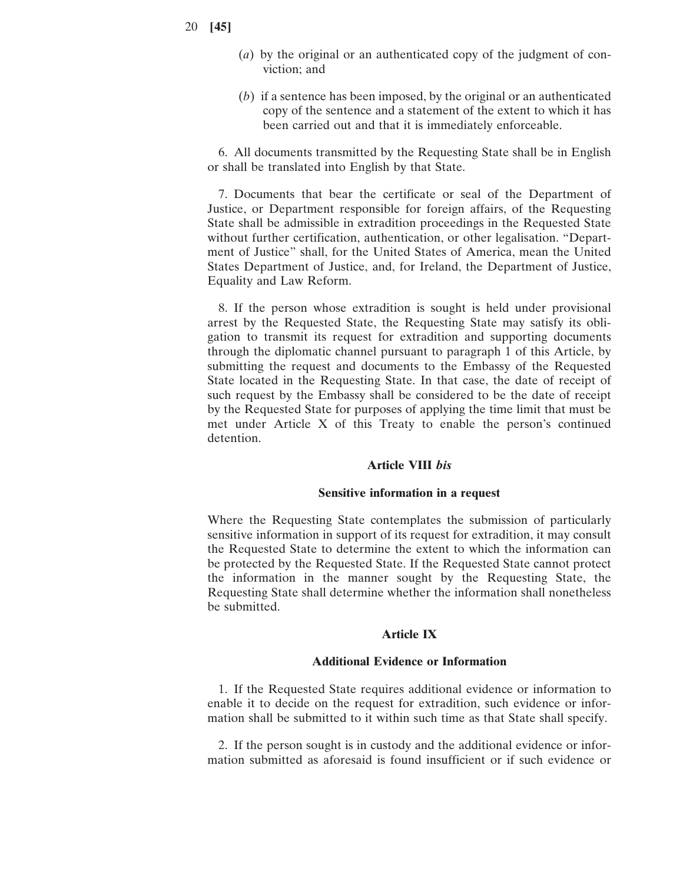(*a*) by the original or an authenticated copy of the judgment of conviction; and

(*b*) if a sentence has been imposed, by the original or an authenticated copy of the sentence and a statement of the extent to which it has been carried out and that it is immediately enforceable.

6. All documents transmitted by the Requesting State shall be in English or shall be translated into English by that State.

7. Documents that bear the certificate or seal of the Department of Justice, or Department responsible for foreign affairs, of the Requesting State shall be admissible in extradition proceedings in the Requested State without further certification, authentication, or other legalisation. "Department of Justice" shall, for the United States of America, mean the United States Department of Justice, and, for Ireland, the Department of Justice, Equality and Law Reform.

8. If the person whose extradition is sought is held under provisional arrest by the Requested State, the Requesting State may satisfy its obligation to transmit its request for extradition and supporting documents through the diplomatic channel pursuant to paragraph 1 of this Article, by submitting the request and documents to the Embassy of the Requested State located in the Requesting State. In that case, the date of receipt of such request by the Embassy shall be considered to be the date of receipt by the Requested State for purposes of applying the time limit that must be met under Article X of this Treaty to enable the person's continued detention.

### Article VIII *bis*

### Sensitive information in a request

Where the Requesting State contemplates the submission of particularly sensitive information in support of its request for extradition, it may consult the Requested State to determine the extent to which the information can be protected by the Requested State. If the Requested State cannot protect the information in the manner sought by the Requesting State, the Requesting State shall determine whether the information shall nonetheless be submitted.

### Article IX

### Additional Evidence or Information

1. If the Requested State requires additional evidence or information to enable it to decide on the request for extradition, such evidence or information shall be submitted to it within such time as that State shall specify.

2. If the person sought is in custody and the additional evidence or information submitted as aforesaid is found insufficient or if such evidence or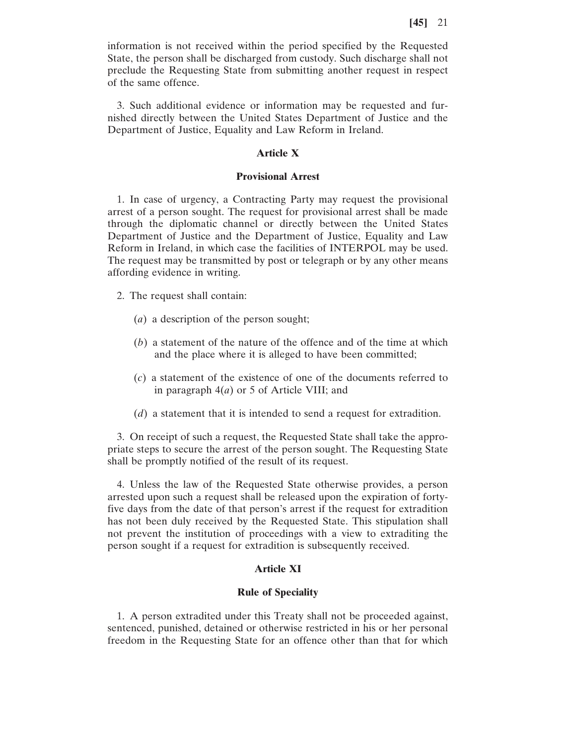information is not received within the period specified by the Requested State, the person shall be discharged from custody. Such discharge shall not preclude the Requesting State from submitting another request in respect of the same offence.

3. Such additional evidence or information may be requested and furnished directly between the United States Department of Justice and the Department of Justice, Equality and Law Reform in Ireland.

### Article X

### Provisional Arrest

1. In case of urgency, a Contracting Party may request the provisional arrest of a person sought. The request for provisional arrest shall be made through the diplomatic channel or directly between the United States Department of Justice and the Department of Justice, Equality and Law Reform in Ireland, in which case the facilities of INTERPOL may be used. The request may be transmitted by post or telegraph or by any other means affording evidence in writing.

2. The request shall contain:

(*a*) a description of the person sought;

(*b*) a statement of the nature of the offence and of the time at which and the place where it is alleged to have been committed;

(*c*) a statement of the existence of one of the documents referred to in paragraph 4(*a*) or 5 of Article VIII; and

(*d*) a statement that it is intended to send a request for extradition.

3. On receipt of such a request, the Requested State shall take the appropriate steps to secure the arrest of the person sought. The Requesting State shall be promptly notified of the result of its request.

4. Unless the law of the Requested State otherwise provides, a person arrested upon such a request shall be released upon the expiration of forty-five days from the date of that person's arrest if the request for extradition has not been duly received by the Requested State. This stipulation shall not prevent the institution of proceedings with a view to extraditing the person sought if a request for extradition is subsequently received.

### Article XI

### Rule of Speciality

1. A person extradited under this Treaty shall not be proceeded against, sentenced, punished, detained or otherwise restricted in his or her personal freedom in the Requesting State for an offence other than that for which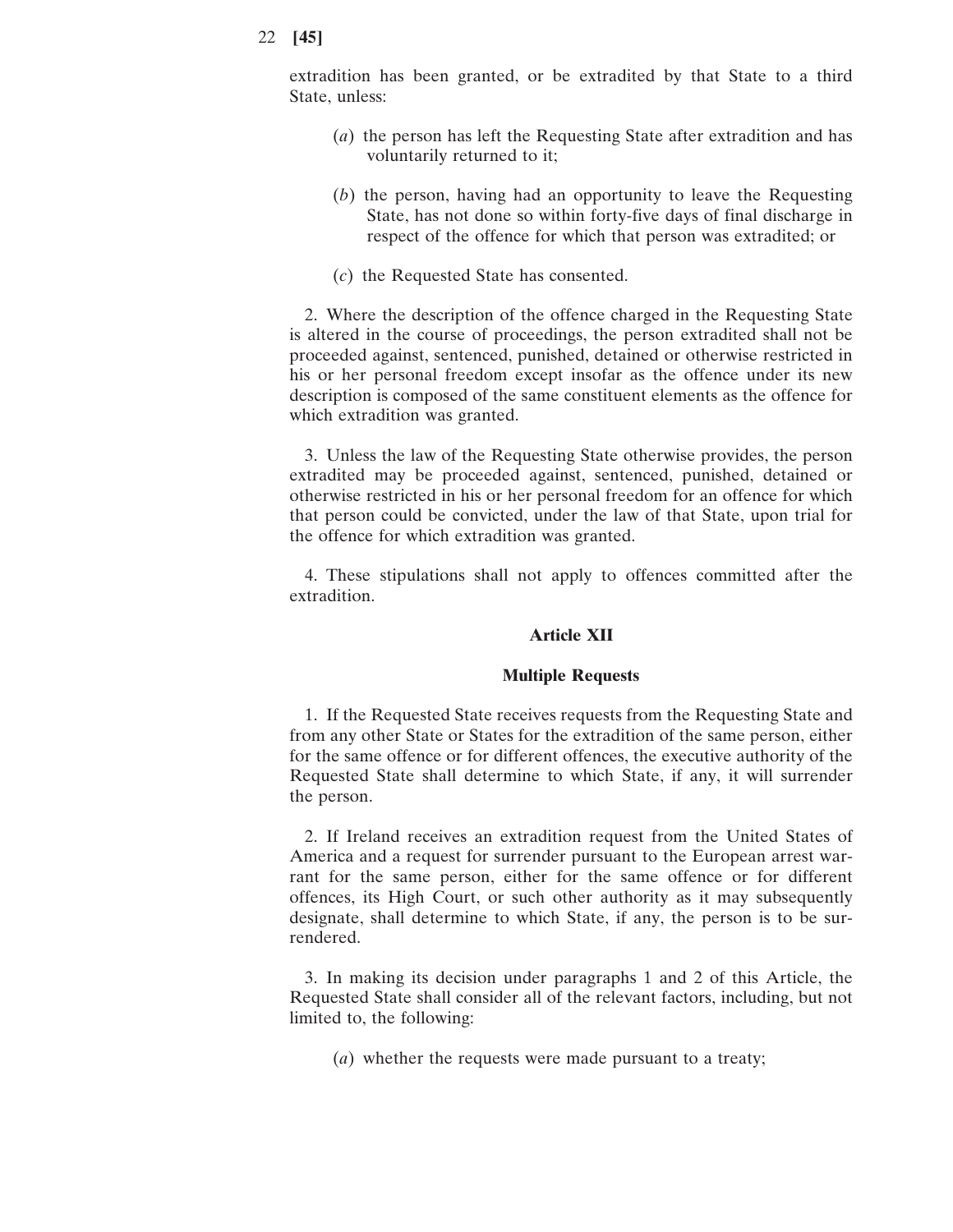extradition has been granted, or be extradited by that State to a third State, unless:

(*a*) the person has left the Requesting State after extradition and has voluntarily returned to it;

(*b*) the person, having had an opportunity to leave the Requesting State, has not done so within forty-five days of final discharge in respect of the offence for which that person was extradited; or

(*c*) the Requested State has consented.

2. Where the description of the offence charged in the Requesting State is altered in the course of proceedings, the person extradited shall not be proceeded against, sentenced, punished, detained or otherwise restricted in his or her personal freedom except insofar as the offence under its new description is composed of the same constituent elements as the offence for which extradition was granted.

3. Unless the law of the Requesting State otherwise provides, the person extradited may be proceeded against, sentenced, punished, detained or otherwise restricted in his or her personal freedom for an offence for which that person could be convicted, under the law of that State, upon trial for the offence for which extradition was granted.

4. These stipulations shall not apply to offences committed after the extradition.

**Article XII**

**Multiple Requests**

1. If the Requested State receives requests from the Requesting State and from any other State or States for the extradition of the same person, either for the same offence or for different offences, the executive authority of the Requested State shall determine to which State, if any, it will surrender the person.

2. If Ireland receives an extradition request from the United States of America and a request for surrender pursuant to the European arrest warrant for the same person, either for the same offence or for different offences, its High Court, or such other authority as it may subsequently designate, shall determine to which State, if any, the person is to be surrendered.

3. In making its decision under paragraphs 1 and 2 of this Article, the Requested State shall consider all of the relevant factors, including, but not limited to, the following:

(*a*) whether the requests were made pursuant to a treaty;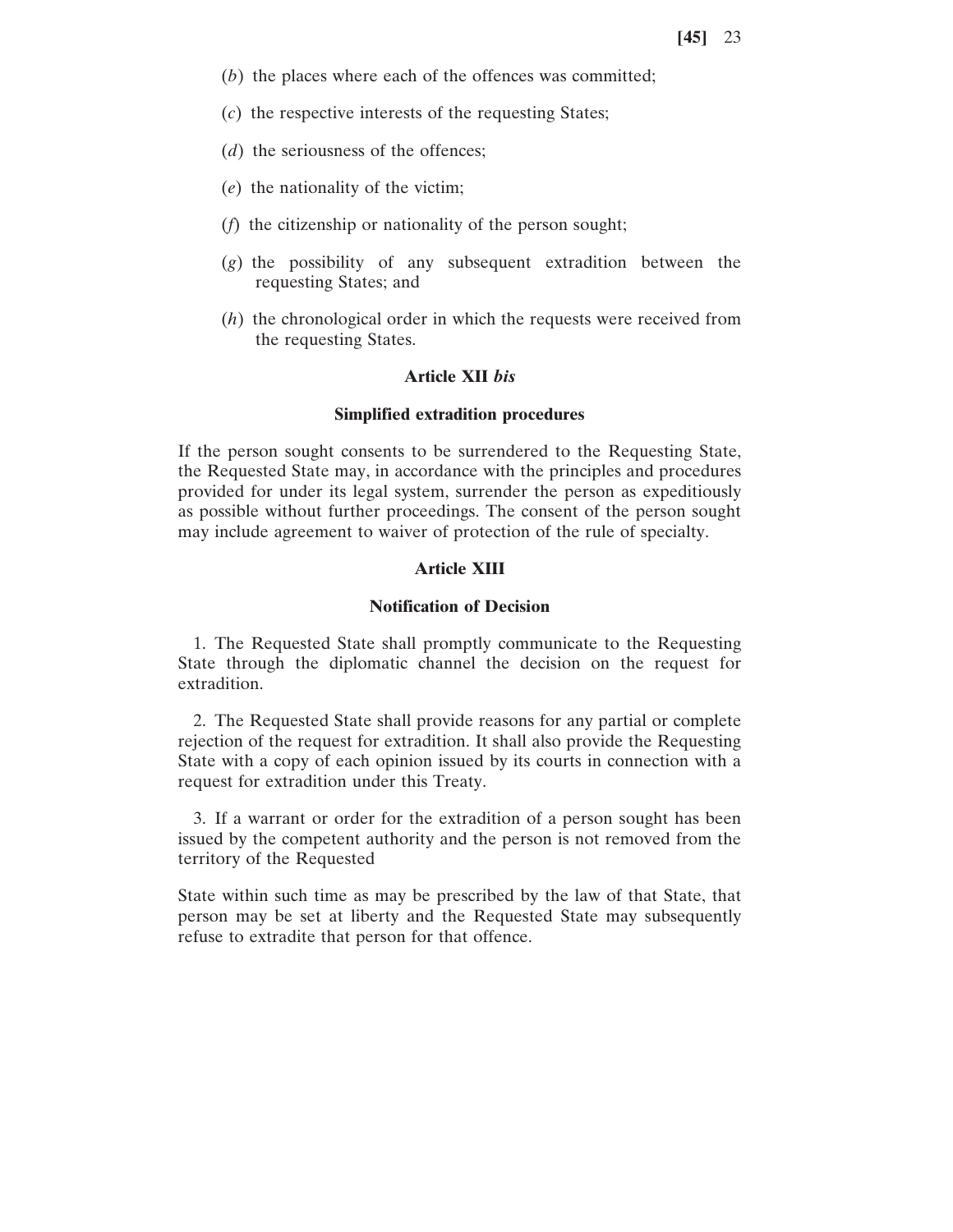(*b*) the places where each of the offences was committed;

(*c*) the respective interests of the requesting States;

(*d*) the seriousness of the offences;

(*e*) the nationality of the victim;

(*f*) the citizenship or nationality of the person sought;

(*g*) the possibility of any subsequent extradition between the requesting States; and

(*h*) the chronological order in which the requests were received from the requesting States.

**Article XII *bis***

**Simplified extradition procedures**

If the person sought consents to be surrendered to the Requesting State, the Requested State may, in accordance with the principles and procedures provided for under its legal system, surrender the person as expeditiously as possible without further proceedings. The consent of the person sought may include agreement to waiver of protection of the rule of specialty.

**Article XIII**

**Notification of Decision**

1. The Requested State shall promptly communicate to the Requesting State through the diplomatic channel the decision on the request for extradition.

2. The Requested State shall provide reasons for any partial or complete rejection of the request for extradition. It shall also provide the Requesting State with a copy of each opinion issued by its courts in connection with a request for extradition under this Treaty.

3. If a warrant or order for the extradition of a person sought has been issued by the competent authority and the person is not removed from the territory of the Requested State within such time as may be prescribed by the law of that State, that person may be set at liberty and the Requested State may subsequently refuse to extradite that person for that offence.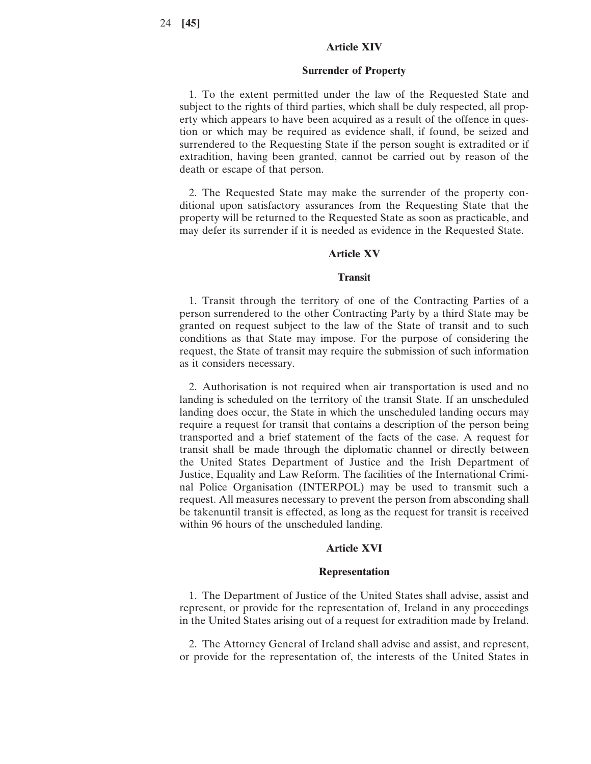### Article XIV

### Surrender of Property

1. To the extent permitted under the law of the Requested State and subject to the rights of third parties, which shall be duly respected, all property which appears to have been acquired as a result of the offence in question or which may be required as evidence shall, if found, be seized and surrendered to the Requesting State if the person sought is extradited or if extradition, having been granted, cannot be carried out by reason of the death or escape of that person.

2. The Requested State may make the surrender of the property conditional upon satisfactory assurances from the Requesting State that the property will be returned to the Requested State as soon as practicable, and may defer its surrender if it is needed as evidence in the Requested State.

### Article XV

### Transit

1. Transit through the territory of one of the Contracting Parties of a person surrendered to the other Contracting Party by a third State may be granted on request subject to the law of the State of transit and to such conditions as that State may impose. For the purpose of considering the request, the State of transit may require the submission of such information as it considers necessary.

2. Authorisation is not required when air transportation is used and no landing is scheduled on the territory of the transit State. If an unscheduled landing does occur, the State in which the unscheduled landing occurs may require a request for transit that contains a description of the person being transported and a brief statement of the facts of the case. A request for transit shall be made through the diplomatic channel or directly between the United States Department of Justice and the Irish Department of Justice, Equality and Law Reform. The facilities of the International Criminal Police Organisation (INTERPOL) may be used to transmit such a request. All measures necessary to prevent the person from absconding shall be takenuntil transit is effected, as long as the request for transit is received within 96 hours of the unscheduled landing.

### Article XVI

### Representation

1. The Department of Justice of the United States shall advise, assist and represent, or provide for the representation of, Ireland in any proceedings in the United States arising out of a request for extradition made by Ireland.

2. The Attorney General of Ireland shall advise and assist, and represent, or provide for the representation of, the interests of the United States in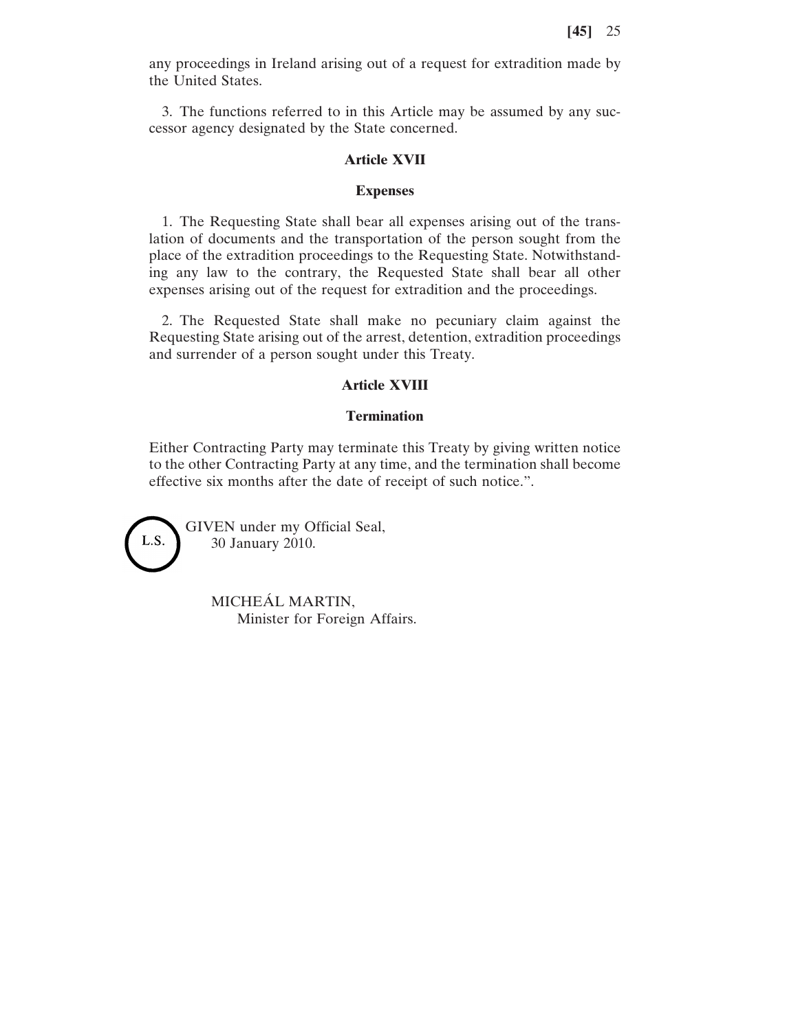any proceedings in Ireland arising out of a request for extradition made by the United States.

3. The functions referred to in this Article may be assumed by any successor agency designated by the State concerned.

### Article XVII

### Expenses

1. The Requesting State shall bear all expenses arising out of the translation of documents and the transportation of the person sought from the place of the extradition proceedings to the Requesting State. Notwithstanding any law to the contrary, the Requested State shall bear all other expenses arising out of the request for extradition and the proceedings.

2. The Requested State shall make no pecuniary claim against the Requesting State arising out of the arrest, detention, extradition proceedings and surrender of a person sought under this Treaty.

### Article XVIII

### Termination

Either Contracting Party may terminate this Treaty by giving written notice to the other Contracting Party at any time, and the termination shall become effective six months after the date of receipt of such notice.".

L.S.

GIVEN under my Official Seal,
30 January 2010.

MICHEÁL MARTIN,
Minister for Foreign Affairs.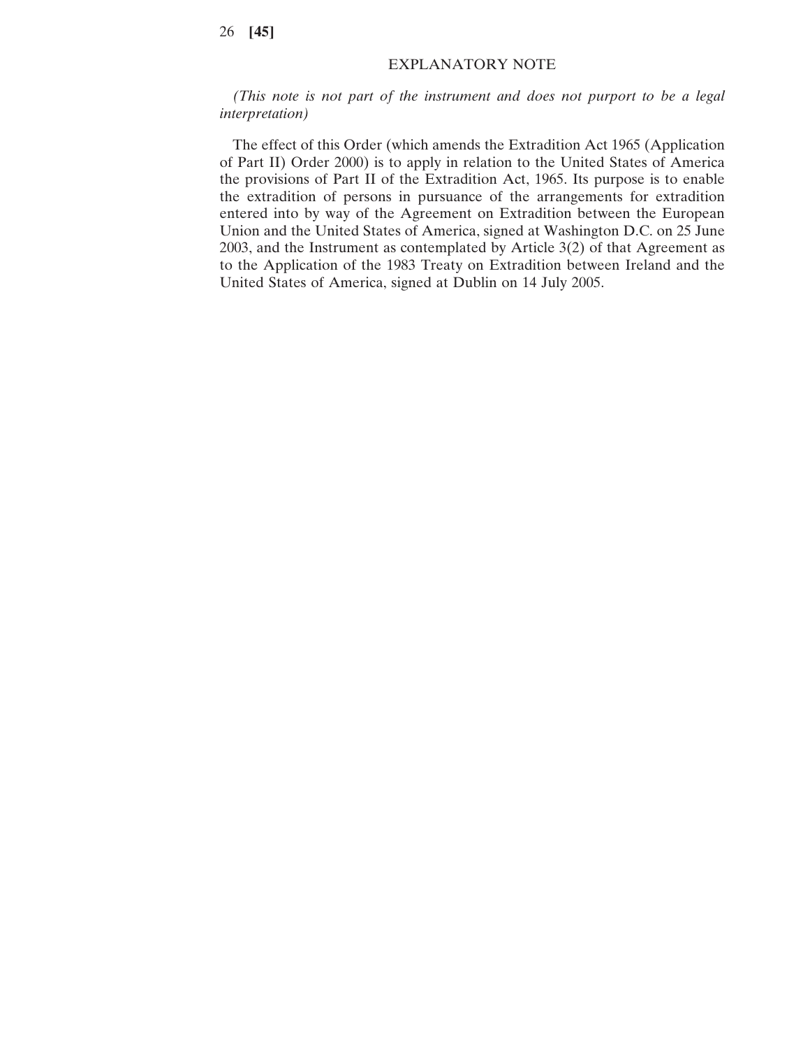## EXPLANATORY NOTE

*(This note is not part of the instrument and does not purport to be a legal interpretation)*

The effect of this Order (which amends the Extradition Act 1965 (Application of Part II) Order 2000) is to apply in relation to the United States of America the provisions of Part II of the Extradition Act, 1965. Its purpose is to enable the extradition of persons in pursuance of the arrangements for extradition entered into by way of the Agreement on Extradition between the European Union and the United States of America, signed at Washington D.C. on 25 June 2003, and the Instrument as contemplated by Article 3(2) of that Agreement as to the Application of the 1983 Treaty on Extradition between Ireland and the United States of America, signed at Dublin on 14 July 2005.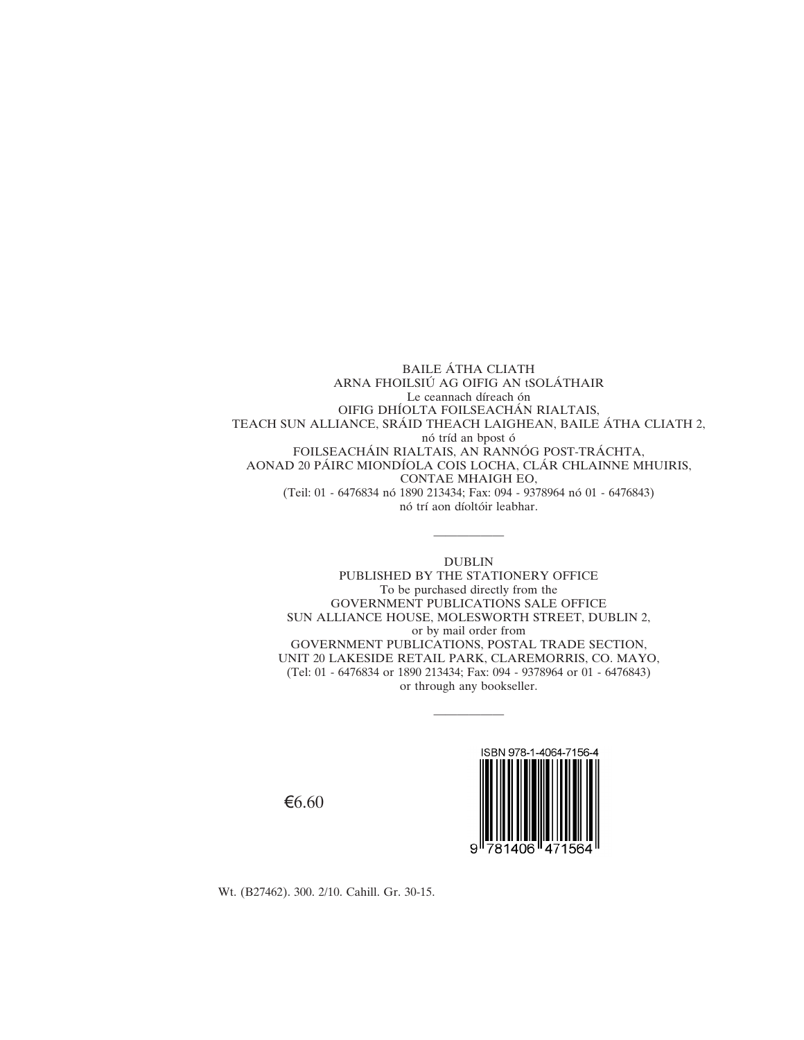BAILE ÁTHA CLIATH
ARNA FHOILSIÚ AG OIFIG AN tSOLÁTHAIR
Le ceannach díreach ón
OIFIG DHÍOLTA FOILSEACHÁN RIALTAIS,
TEACH SUN ALLIANCE, SRÁID THEACH LAIGHEAN, BAILE ÁTHA CLIATH 2,
nó tríd an bpost ó
FOILSEACHÁIN RIALTAIS, AN RANNÓG POST-TRÁCHTA,
AONAD 20 PÁIRC MIONDÍOLA COIS LOCHA, CLÁR CHLAINNE MHUIRIS,
CONTAE MHAIGH EO,
(Teil: 01 - 6476834 nó 1890 213434; Fax: 094 - 9378964 nó 01 - 6476843)
nó trí aon díoltóir leabhar.

---

DUBLIN
PUBLISHED BY THE STATIONERY OFFICE
To be purchased directly from the
GOVERNMENT PUBLICATIONS SALE OFFICE
SUN ALLIANCE HOUSE, MOLESWORTH STREET, DUBLIN 2,
or by mail order from
GOVERNMENT PUBLICATIONS, POSTAL TRADE SECTION,
UNIT 20 LAKESIDE RETAIL PARK, CLAREMORRIS, CO. MAYO,
(Tel: 01 - 6476834 or 1890 213434; Fax: 094 - 9378964 or 01 - 6476843)
or through any bookseller.

---

€6.60

ISBN 978-1-4064-7156-4

9 781406 471564

Wt. (B27462). 300. 2/10. Cahill. Gr. 30-15.